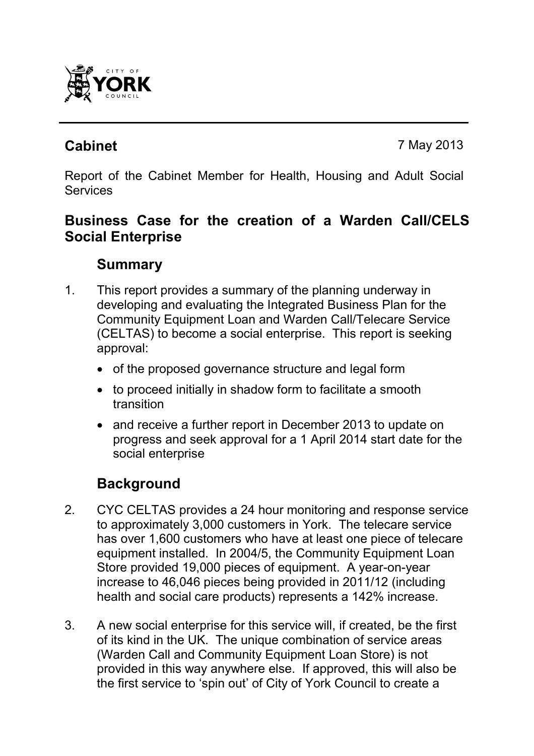CITY OF YORK COUNCIL

## Cabinet

7 May 2013

Report of the Cabinet Member for Health, Housing and Adult Social Services

# Business Case for the creation of a Warden Call/CELS Social Enterprise

## Summary

1. This report provides a summary of the planning underway in developing and evaluating the Integrated Business Plan for the Community Equipment Loan and Warden Call/Telecare Service (CELTAS) to become a social enterprise. This report is seeking approval:

   - of the proposed governance structure and legal form
   - to proceed initially in shadow form to facilitate a smooth transition
   - and receive a further report in December 2013 to update on progress and seek approval for a 1 April 2014 start date for the social enterprise

## Background

2. CYC CELTAS provides a 24 hour monitoring and response service to approximately 3,000 customers in York. The telecare service has over 1,600 customers who have at least one piece of telecare equipment installed. In 2004/5, the Community Equipment Loan Store provided 19,000 pieces of equipment. A year-on-year increase to 46,046 pieces being provided in 2011/12 (including health and social care products) represents a 142% increase.

3. A new social enterprise for this service will, if created, be the first of its kind in the UK. The unique combination of service areas (Warden Call and Community Equipment Loan Store) is not provided in this way anywhere else. If approved, this will also be the first service to 'spin out' of City of York Council to create a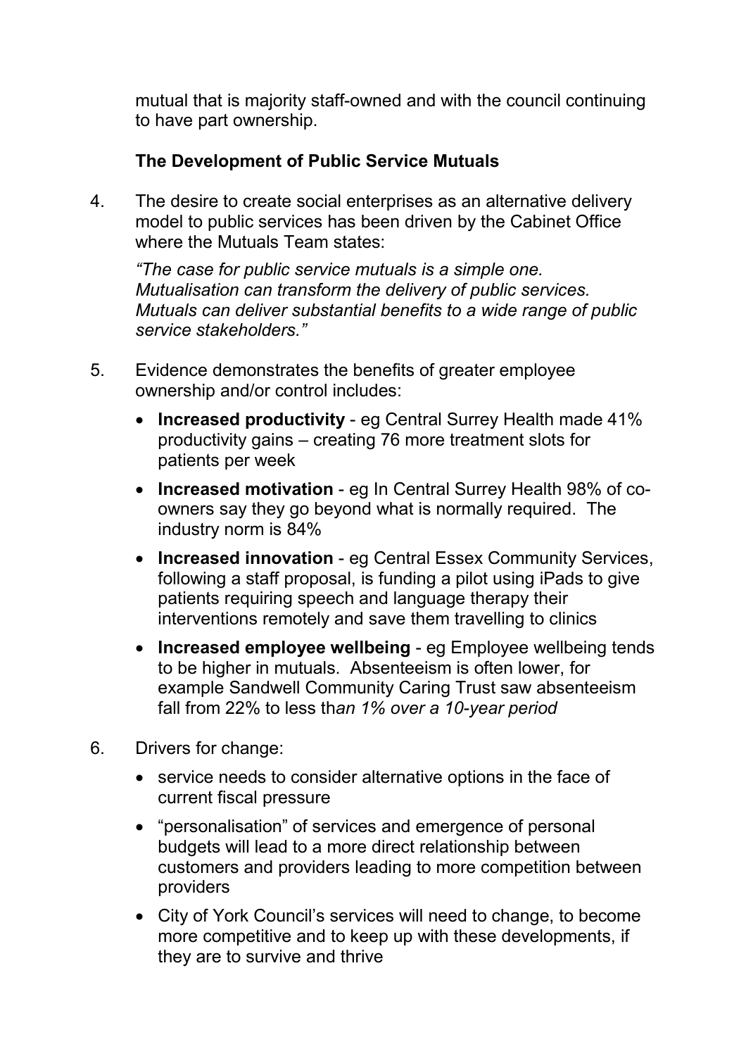mutual that is majority staff-owned and with the council continuing to have part ownership.

### The Development of Public Service Mutuals

4. The desire to create social enterprises as an alternative delivery model to public services has been driven by the Cabinet Office where the Mutuals Team states:

   *"The case for public service mutuals is a simple one. Mutualisation can transform the delivery of public services. Mutuals can deliver substantial benefits to a wide range of public service stakeholders."*

5. Evidence demonstrates the benefits of greater employee ownership and/or control includes:
   - **Increased productivity** - eg Central Surrey Health made 41% productivity gains – creating 76 more treatment slots for patients per week
   - **Increased motivation** - eg In Central Surrey Health 98% of co-owners say they go beyond what is normally required. The industry norm is 84%
   - **Increased innovation** - eg Central Essex Community Services, following a staff proposal, is funding a pilot using iPads to give patients requiring speech and language therapy their interventions remotely and save them travelling to clinics
   - **Increased employee wellbeing** - eg Employee wellbeing tends to be higher in mutuals. Absenteeism is often lower, for example Sandwell Community Caring Trust saw absenteeism fall from 22% to less th*an 1% over a 10-year period*

6. Drivers for change:
   - service needs to consider alternative options in the face of current fiscal pressure
   - "personalisation" of services and emergence of personal budgets will lead to a more direct relationship between customers and providers leading to more competition between providers
   - City of York Council's services will need to change, to become more competitive and to keep up with these developments, if they are to survive and thrive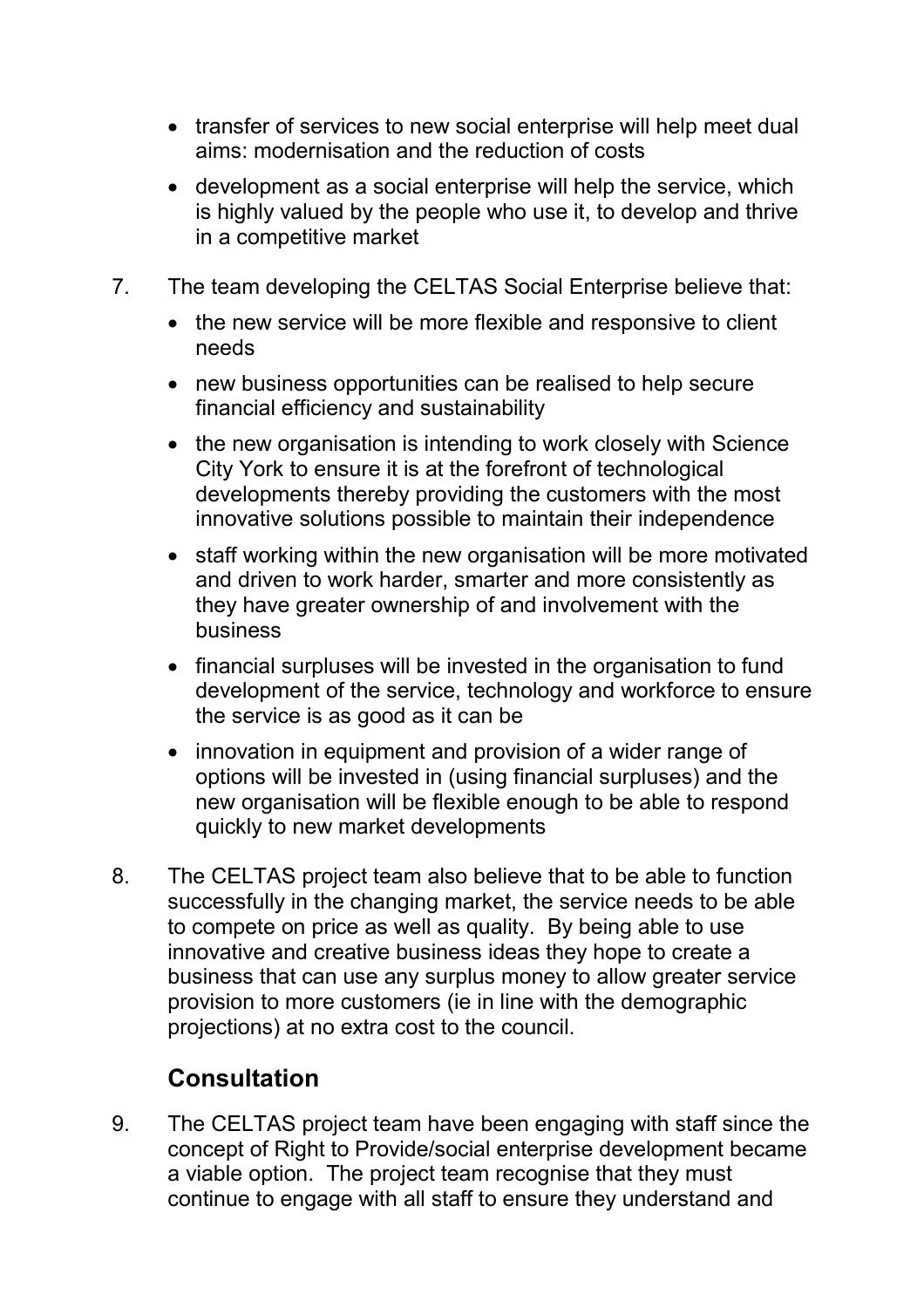- transfer of services to new social enterprise will help meet dual aims: modernisation and the reduction of costs
- development as a social enterprise will help the service, which is highly valued by the people who use it, to develop and thrive in a competitive market

7. The team developing the CELTAS Social Enterprise believe that:
   - the new service will be more flexible and responsive to client needs
   - new business opportunities can be realised to help secure financial efficiency and sustainability
   - the new organisation is intending to work closely with Science City York to ensure it is at the forefront of technological developments thereby providing the customers with the most innovative solutions possible to maintain their independence
   - staff working within the new organisation will be more motivated and driven to work harder, smarter and more consistently as they have greater ownership of and involvement with the business
   - financial surpluses will be invested in the organisation to fund development of the service, technology and workforce to ensure the service is as good as it can be
   - innovation in equipment and provision of a wider range of options will be invested in (using financial surpluses) and the new organisation will be flexible enough to be able to respond quickly to new market developments

8. The CELTAS project team also believe that to be able to function successfully in the changing market, the service needs to be able to compete on price as well as quality. By being able to use innovative and creative business ideas they hope to create a business that can use any surplus money to allow greater service provision to more customers (ie in line with the demographic projections) at no extra cost to the council.

## Consultation

9. The CELTAS project team have been engaging with staff since the concept of Right to Provide/social enterprise development became a viable option. The project team recognise that they must continue to engage with all staff to ensure they understand and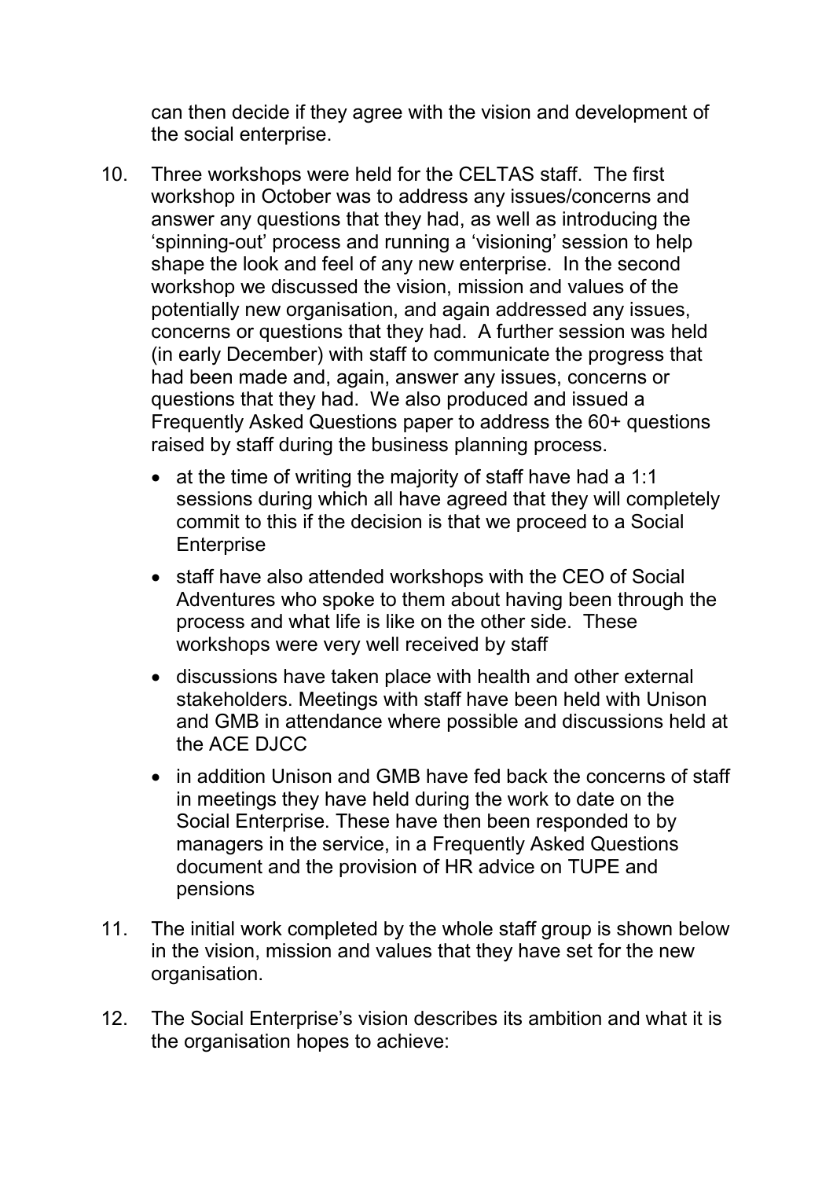can then decide if they agree with the vision and development of the social enterprise.

10. Three workshops were held for the CELTAS staff. The first workshop in October was to address any issues/concerns and answer any questions that they had, as well as introducing the 'spinning-out' process and running a 'visioning' session to help shape the look and feel of any new enterprise. In the second workshop we discussed the vision, mission and values of the potentially new organisation, and again addressed any issues, concerns or questions that they had. A further session was held (in early December) with staff to communicate the progress that had been made and, again, answer any issues, concerns or questions that they had. We also produced and issued a Frequently Asked Questions paper to address the 60+ questions raised by staff during the business planning process.

   - at the time of writing the majority of staff have had a 1:1 sessions during which all have agreed that they will completely commit to this if the decision is that we proceed to a Social Enterprise
   - staff have also attended workshops with the CEO of Social Adventures who spoke to them about having been through the process and what life is like on the other side. These workshops were very well received by staff
   - discussions have taken place with health and other external stakeholders. Meetings with staff have been held with Unison and GMB in attendance where possible and discussions held at the ACE DJCC
   - in addition Unison and GMB have fed back the concerns of staff in meetings they have held during the work to date on the Social Enterprise. These have then been responded to by managers in the service, in a Frequently Asked Questions document and the provision of HR advice on TUPE and pensions

11. The initial work completed by the whole staff group is shown below in the vision, mission and values that they have set for the new organisation.

12. The Social Enterprise's vision describes its ambition and what it is the organisation hopes to achieve: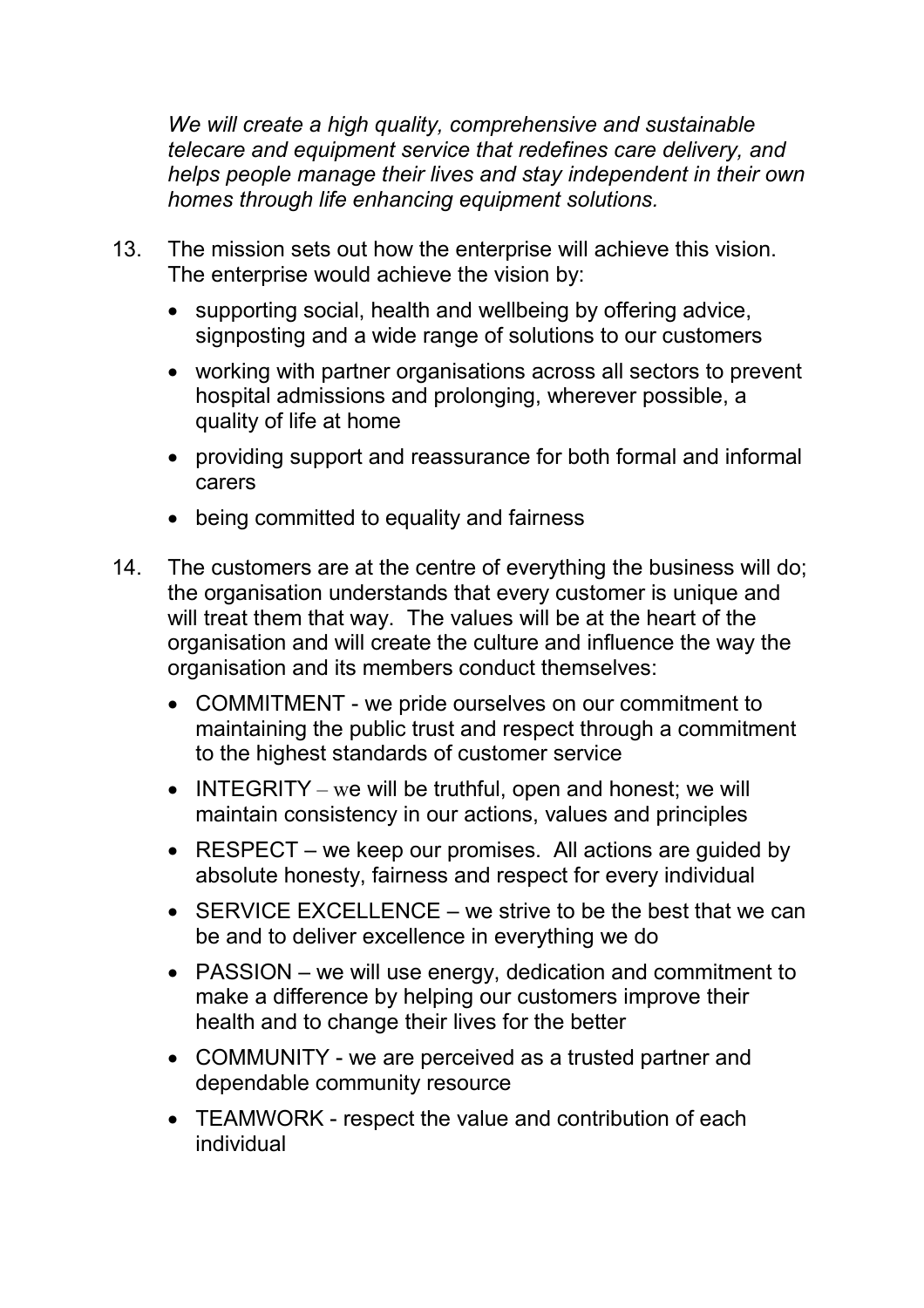*We will create a high quality, comprehensive and sustainable telecare and equipment service that redefines care delivery, and helps people manage their lives and stay independent in their own homes through life enhancing equipment solutions.*

13. The mission sets out how the enterprise will achieve this vision. The enterprise would achieve the vision by:

    - supporting social, health and wellbeing by offering advice, signposting and a wide range of solutions to our customers
    - working with partner organisations across all sectors to prevent hospital admissions and prolonging, wherever possible, a quality of life at home
    - providing support and reassurance for both formal and informal carers
    - being committed to equality and fairness

14. The customers are at the centre of everything the business will do; the organisation understands that every customer is unique and will treat them that way. The values will be at the heart of the organisation and will create the culture and influence the way the organisation and its members conduct themselves:

    - COMMITMENT - we pride ourselves on our commitment to maintaining the public trust and respect through a commitment to the highest standards of customer service
    - INTEGRITY – we will be truthful, open and honest; we will maintain consistency in our actions, values and principles
    - RESPECT – we keep our promises. All actions are guided by absolute honesty, fairness and respect for every individual
    - SERVICE EXCELLENCE – we strive to be the best that we can be and to deliver excellence in everything we do
    - PASSION – we will use energy, dedication and commitment to make a difference by helping our customers improve their health and to change their lives for the better
    - COMMUNITY - we are perceived as a trusted partner and dependable community resource
    - TEAMWORK - respect the value and contribution of each individual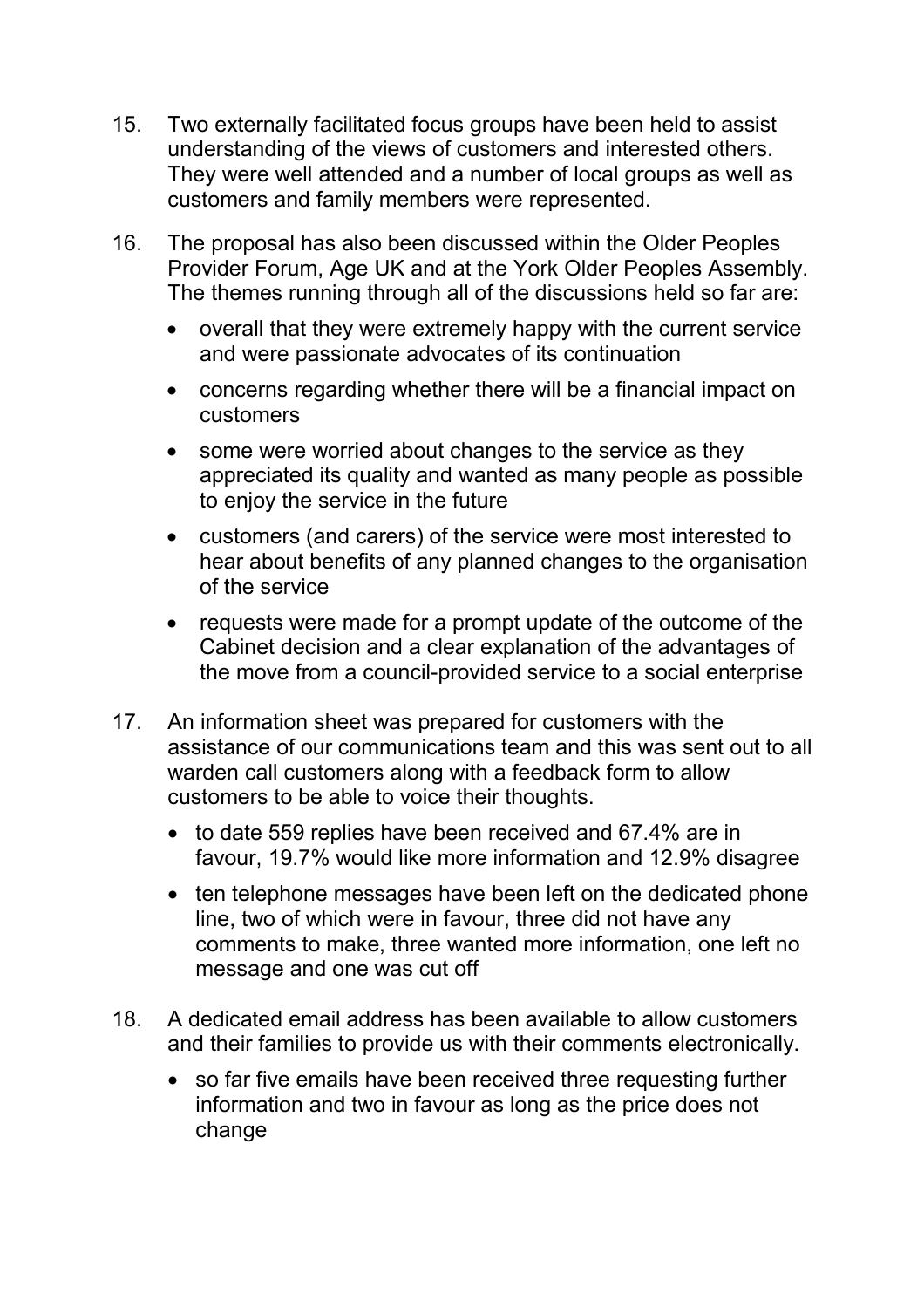15. Two externally facilitated focus groups have been held to assist understanding of the views of customers and interested others. They were well attended and a number of local groups as well as customers and family members were represented.

16. The proposal has also been discussed within the Older Peoples Provider Forum, Age UK and at the York Older Peoples Assembly. The themes running through all of the discussions held so far are:

    - overall that they were extremely happy with the current service and were passionate advocates of its continuation
    - concerns regarding whether there will be a financial impact on customers
    - some were worried about changes to the service as they appreciated its quality and wanted as many people as possible to enjoy the service in the future
    - customers (and carers) of the service were most interested to hear about benefits of any planned changes to the organisation of the service
    - requests were made for a prompt update of the outcome of the Cabinet decision and a clear explanation of the advantages of the move from a council-provided service to a social enterprise

17. An information sheet was prepared for customers with the assistance of our communications team and this was sent out to all warden call customers along with a feedback form to allow customers to be able to voice their thoughts.

    - to date 559 replies have been received and 67.4% are in favour, 19.7% would like more information and 12.9% disagree
    - ten telephone messages have been left on the dedicated phone line, two of which were in favour, three did not have any comments to make, three wanted more information, one left no message and one was cut off

18. A dedicated email address has been available to allow customers and their families to provide us with their comments electronically.

    - so far five emails have been received three requesting further information and two in favour as long as the price does not change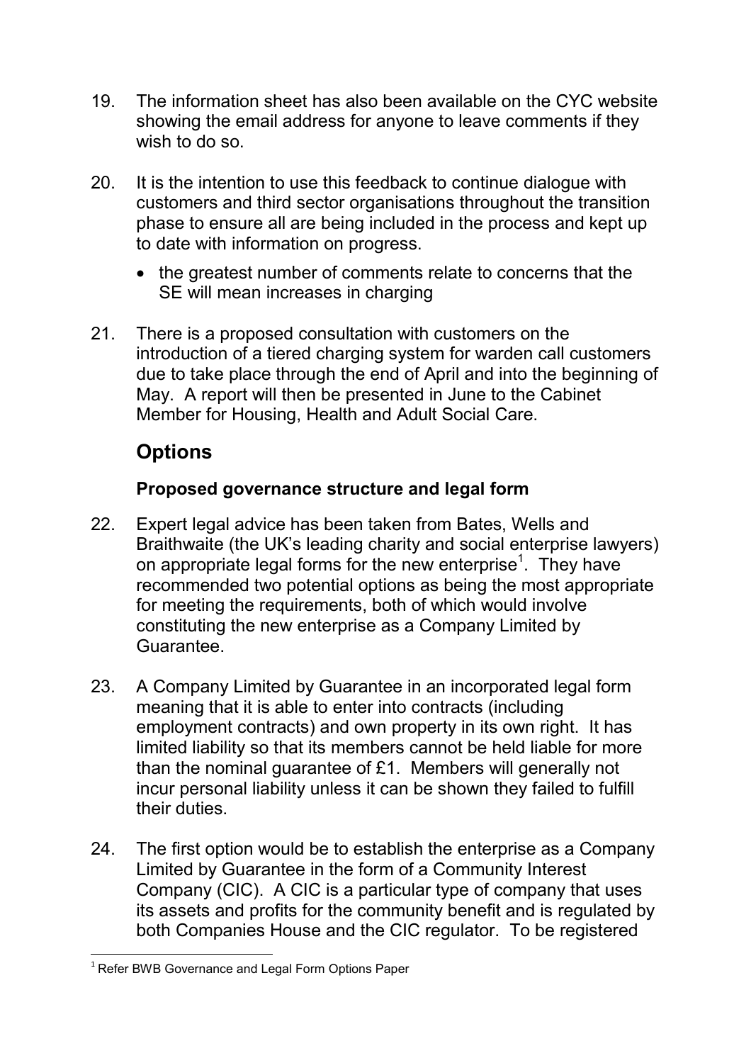19. The information sheet has also been available on the CYC website showing the email address for anyone to leave comments if they wish to do so.

20. It is the intention to use this feedback to continue dialogue with customers and third sector organisations throughout the transition phase to ensure all are being included in the process and kept up to date with information on progress.

    - the greatest number of comments relate to concerns that the SE will mean increases in charging

21. There is a proposed consultation with customers on the introduction of a tiered charging system for warden call customers due to take place through the end of April and into the beginning of May. A report will then be presented in June to the Cabinet Member for Housing, Health and Adult Social Care.

## Options

### Proposed governance structure and legal form

22. Expert legal advice has been taken from Bates, Wells and Braithwaite (the UK's leading charity and social enterprise lawyers) on appropriate legal forms for the new enterprise[1]. They have recommended two potential options as being the most appropriate for meeting the requirements, both of which would involve constituting the new enterprise as a Company Limited by Guarantee.

23. A Company Limited by Guarantee in an incorporated legal form meaning that it is able to enter into contracts (including employment contracts) and own property in its own right. It has limited liability so that its members cannot be held liable for more than the nominal guarantee of £1. Members will generally not incur personal liability unless it can be shown they failed to fulfill their duties.

24. The first option would be to establish the enterprise as a Company Limited by Guarantee in the form of a Community Interest Company (CIC). A CIC is a particular type of company that uses its assets and profits for the community benefit and is regulated by both Companies House and the CIC regulator. To be registered

[1] Refer BWB Governance and Legal Form Options Paper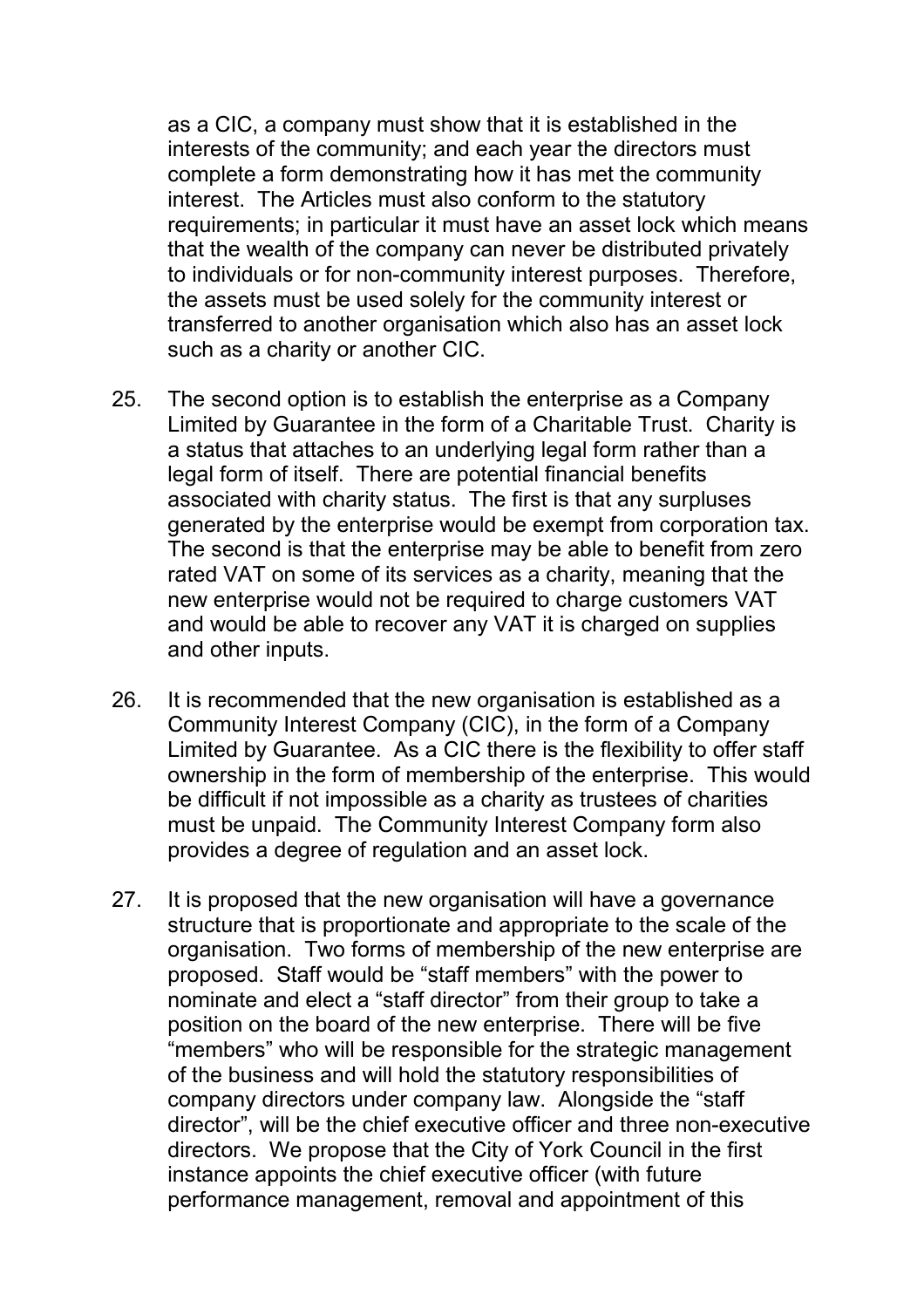as a CIC, a company must show that it is established in the interests of the community; and each year the directors must complete a form demonstrating how it has met the community interest. The Articles must also conform to the statutory requirements; in particular it must have an asset lock which means that the wealth of the company can never be distributed privately to individuals or for non-community interest purposes. Therefore, the assets must be used solely for the community interest or transferred to another organisation which also has an asset lock such as a charity or another CIC.

25. The second option is to establish the enterprise as a Company Limited by Guarantee in the form of a Charitable Trust. Charity is a status that attaches to an underlying legal form rather than a legal form of itself. There are potential financial benefits associated with charity status. The first is that any surpluses generated by the enterprise would be exempt from corporation tax. The second is that the enterprise may be able to benefit from zero rated VAT on some of its services as a charity, meaning that the new enterprise would not be required to charge customers VAT and would be able to recover any VAT it is charged on supplies and other inputs.

26. It is recommended that the new organisation is established as a Community Interest Company (CIC), in the form of a Company Limited by Guarantee. As a CIC there is the flexibility to offer staff ownership in the form of membership of the enterprise. This would be difficult if not impossible as a charity as trustees of charities must be unpaid. The Community Interest Company form also provides a degree of regulation and an asset lock.

27. It is proposed that the new organisation will have a governance structure that is proportionate and appropriate to the scale of the organisation. Two forms of membership of the new enterprise are proposed. Staff would be "staff members" with the power to nominate and elect a "staff director" from their group to take a position on the board of the new enterprise. There will be five "members" who will be responsible for the strategic management of the business and will hold the statutory responsibilities of company directors under company law. Alongside the "staff director", will be the chief executive officer and three non-executive directors. We propose that the City of York Council in the first instance appoints the chief executive officer (with future performance management, removal and appointment of this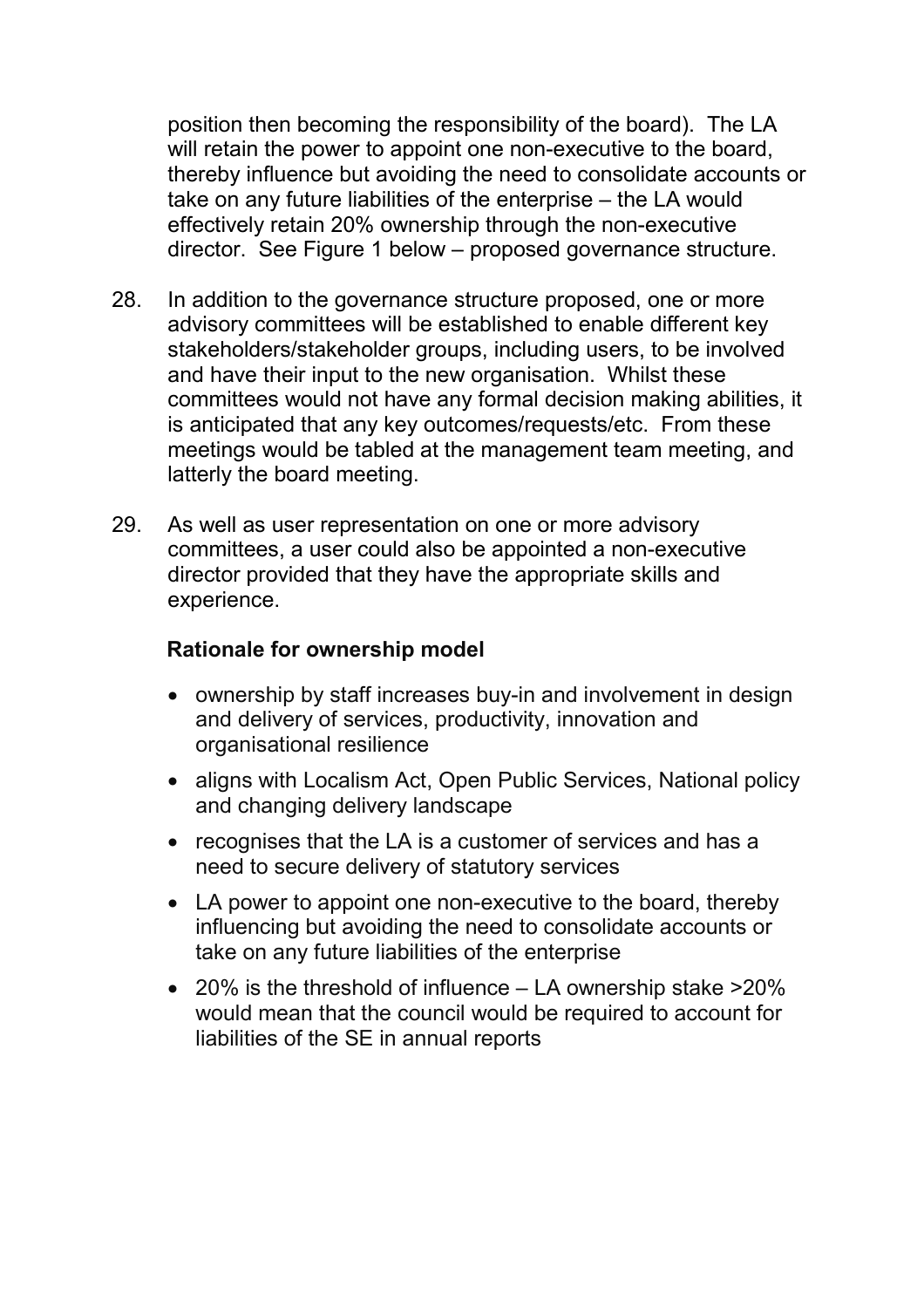position then becoming the responsibility of the board). The LA will retain the power to appoint one non-executive to the board, thereby influence but avoiding the need to consolidate accounts or take on any future liabilities of the enterprise – the LA would effectively retain 20% ownership through the non-executive director. See Figure 1 below – proposed governance structure.

28. In addition to the governance structure proposed, one or more advisory committees will be established to enable different key stakeholders/stakeholder groups, including users, to be involved and have their input to the new organisation. Whilst these committees would not have any formal decision making abilities, it is anticipated that any key outcomes/requests/etc. From these meetings would be tabled at the management team meeting, and latterly the board meeting.

29. As well as user representation on one or more advisory committees, a user could also be appointed a non-executive director provided that they have the appropriate skills and experience.

**Rationale for ownership model**

- ownership by staff increases buy-in and involvement in design and delivery of services, productivity, innovation and organisational resilience
- aligns with Localism Act, Open Public Services, National policy and changing delivery landscape
- recognises that the LA is a customer of services and has a need to secure delivery of statutory services
- LA power to appoint one non-executive to the board, thereby influencing but avoiding the need to consolidate accounts or take on any future liabilities of the enterprise
- 20% is the threshold of influence – LA ownership stake >20% would mean that the council would be required to account for liabilities of the SE in annual reports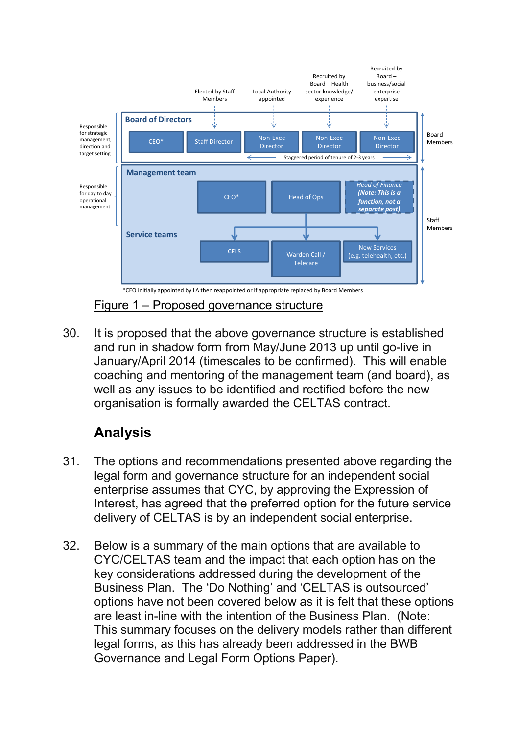Elected by Staff Members | Local Authority appointed | Recruited by Board – Health sector knowledge/ experience | Recruited by Board – business/social enterprise expertise

Responsible for strategic management, direction and target setting

**Board of Directors**

CEO* | Staff Director | Non-Exec Director | Non-Exec Director | Non-Exec Director

Staggered period of tenure of 2-3 years

Board Members

Responsible for day to day operational management

**Management team**

CEO* | Head of Ops | *Head of Finance* ***(Note: This is a function, not a separate post)***

**Service teams**

CELS | Warden Call / Telecare | New Services (e.g. telehealth, etc.)

Staff Members

*CEO initially appointed by LA then reappointed or if appropriate replaced by Board Members

Figure 1 – Proposed governance structure

30. It is proposed that the above governance structure is established and run in shadow form from May/June 2013 up until go-live in January/April 2014 (timescales to be confirmed). This will enable coaching and mentoring of the management team (and board), as well as any issues to be identified and rectified before the new organisation is formally awarded the CELTAS contract.

## Analysis

31. The options and recommendations presented above regarding the legal form and governance structure for an independent social enterprise assumes that CYC, by approving the Expression of Interest, has agreed that the preferred option for the future service delivery of CELTAS is by an independent social enterprise.

32. Below is a summary of the main options that are available to CYC/CELTAS team and the impact that each option has on the key considerations addressed during the development of the Business Plan. The 'Do Nothing' and 'CELTAS is outsourced' options have not been covered below as it is felt that these options are least in-line with the intention of the Business Plan. (Note: This summary focuses on the delivery models rather than different legal forms, as this has already been addressed in the BWB Governance and Legal Form Options Paper).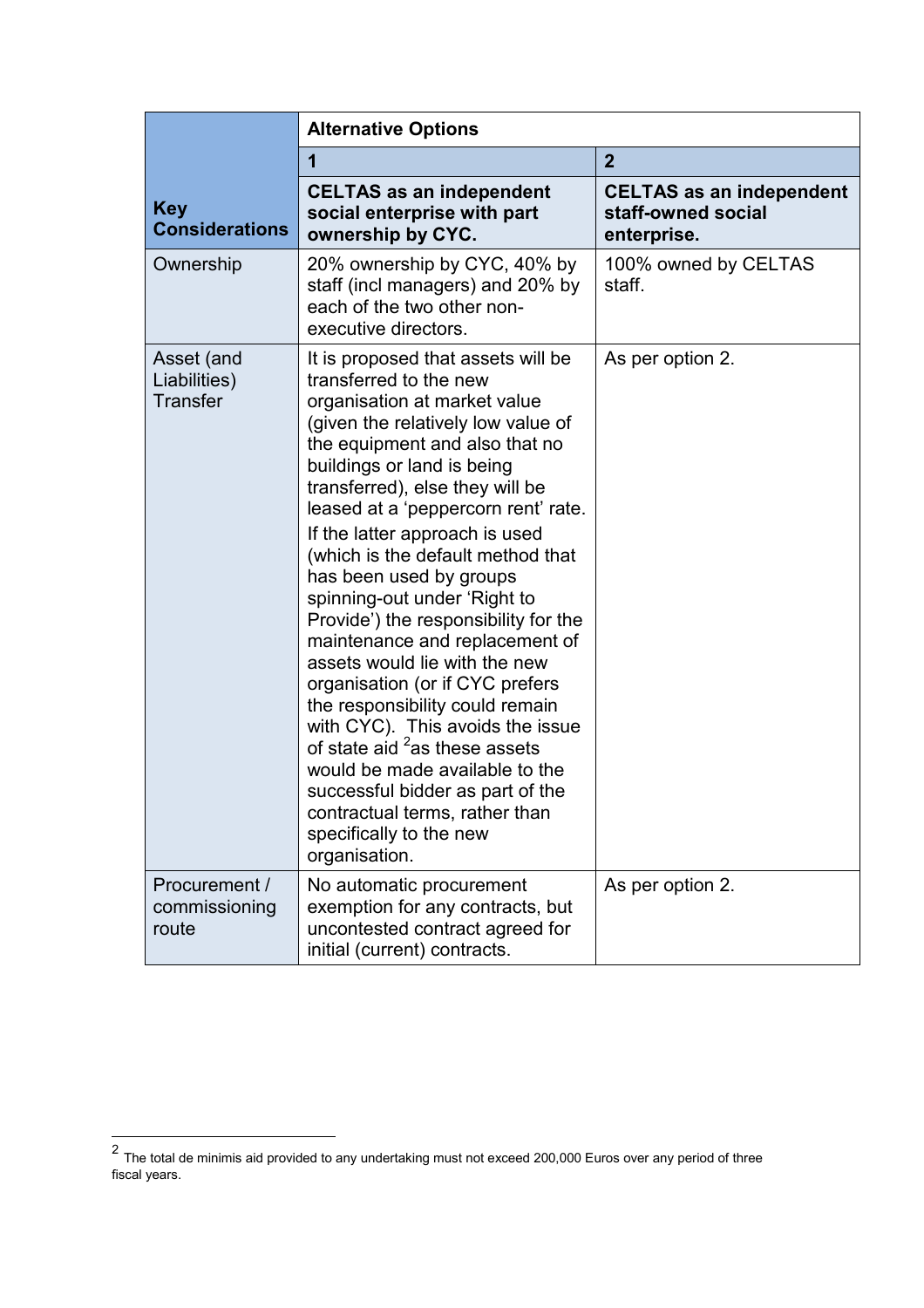| Key Considerations | Alternative Options | |
|---|---|---|
| | **1** | **2** |
| | **CELTAS as an independent social enterprise with part ownership by CYC.** | **CELTAS as an independent staff-owned social enterprise.** |
| Ownership | 20% ownership by CYC, 40% by staff (incl managers) and 20% by each of the two other non-executive directors. | 100% owned by CELTAS staff. |
| Asset (and Liabilities) Transfer | It is proposed that assets will be transferred to the new organisation at market value (given the relatively low value of the equipment and also that no buildings or land is being transferred), else they will be leased at a 'peppercorn rent' rate.<br>If the latter approach is used (which is the default method that has been used by groups spinning-out under 'Right to Provide') the responsibility for the maintenance and replacement of assets would lie with the new organisation (or if CYC prefers the responsibility could remain with CYC). This avoids the issue of state aid [2] as these assets would be made available to the successful bidder as part of the contractual terms, rather than specifically to the new organisation. | As per option 2. |
| Procurement / commissioning route | No automatic procurement exemption for any contracts, but uncontested contract agreed for initial (current) contracts. | As per option 2. |

[2] The total de minimis aid provided to any undertaking must not exceed 200,000 Euros over any period of three fiscal years.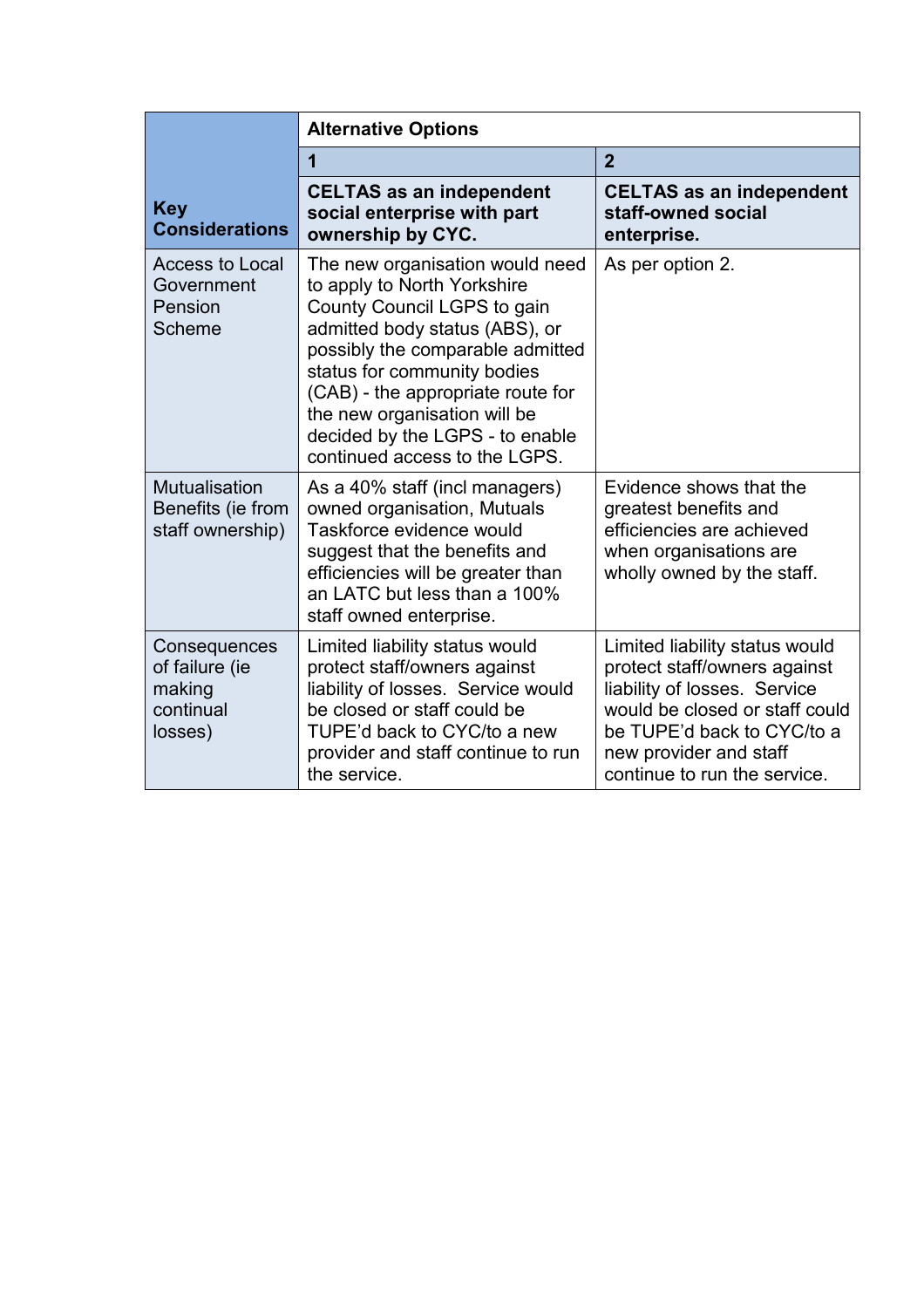| Key Considerations | Alternative Options | |
|---|---|---|
| | **1** | **2** |
| | **CELTAS as an independent social enterprise with part ownership by CYC.** | **CELTAS as an independent staff-owned social enterprise.** |
| Access to Local Government Pension Scheme | The new organisation would need to apply to North Yorkshire County Council LGPS to gain admitted body status (ABS), or possibly the comparable admitted status for community bodies (CAB) - the appropriate route for the new organisation will be decided by the LGPS - to enable continued access to the LGPS. | As per option 2. |
| Mutualisation Benefits (ie from staff ownership) | As a 40% staff (incl managers) owned organisation, Mutuals Taskforce evidence would suggest that the benefits and efficiencies will be greater than an LATC but less than a 100% staff owned enterprise. | Evidence shows that the greatest benefits and efficiencies are achieved when organisations are wholly owned by the staff. |
| Consequences of failure (ie making continual losses) | Limited liability status would protect staff/owners against liability of losses. Service would be closed or staff could be TUPE'd back to CYC/to a new provider and staff continue to run the service. | Limited liability status would protect staff/owners against liability of losses. Service would be closed or staff could be TUPE'd back to CYC/to a new provider and staff continue to run the service. |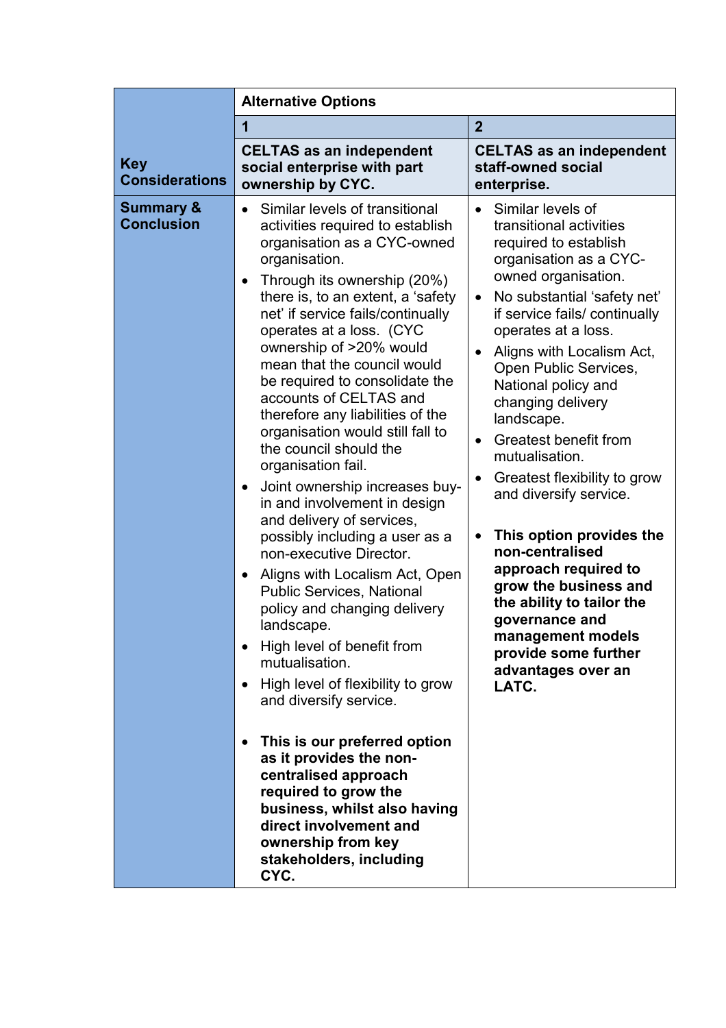| Key Considerations | Alternative Options | |
|---|---|---|
| | **1** | **2** |
| | **CELTAS as an independent social enterprise with part ownership by CYC.** | **CELTAS as an independent staff-owned social enterprise.** |
| **Summary & Conclusion** | • Similar levels of transitional activities required to establish organisation as a CYC-owned organisation.<br>• Through its ownership (20%) there is, to an extent, a 'safety net' if service fails/continually operates at a loss. (CYC ownership of >20% would mean that the council would be required to consolidate the accounts of CELTAS and therefore any liabilities of the organisation would still fall to the council should the organisation fail.<br>• Joint ownership increases buy-in and involvement in design and delivery of services, possibly including a user as a non-executive Director.<br>• Aligns with Localism Act, Open Public Services, National policy and changing delivery landscape.<br>• High level of benefit from mutualisation.<br>• High level of flexibility to grow and diversify service.<br>• **This is our preferred option as it provides the non-centralised approach required to grow the business, whilst also having direct involvement and ownership from key stakeholders, including CYC.** | • Similar levels of transitional activities required to establish organisation as a CYC-owned organisation.<br>• No substantial 'safety net' if service fails/ continually operates at a loss.<br>• Aligns with Localism Act, Open Public Services, National policy and changing delivery landscape.<br>• Greatest benefit from mutualisation.<br>• Greatest flexibility to grow and diversify service.<br>• **This option provides the non-centralised approach required to grow the business and the ability to tailor the governance and management models provide some further advantages over an LATC.** |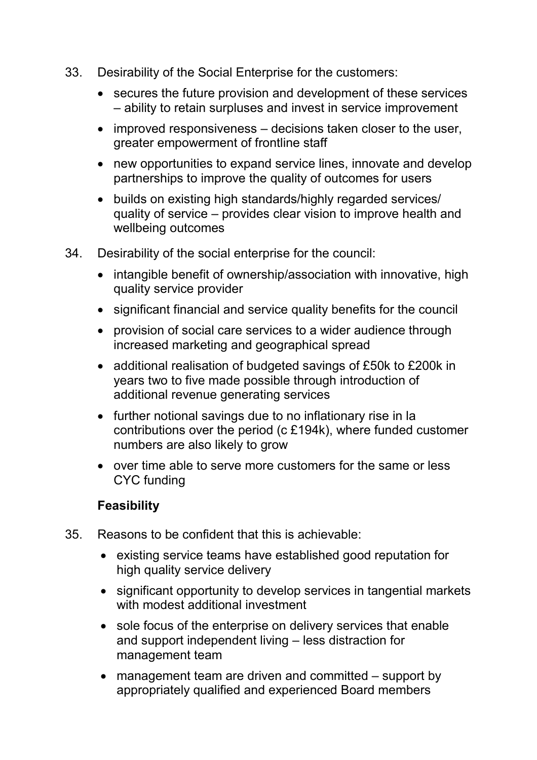33. Desirability of the Social Enterprise for the customers:

    - secures the future provision and development of these services – ability to retain surpluses and invest in service improvement
    - improved responsiveness – decisions taken closer to the user, greater empowerment of frontline staff
    - new opportunities to expand service lines, innovate and develop partnerships to improve the quality of outcomes for users
    - builds on existing high standards/highly regarded services/ quality of service – provides clear vision to improve health and wellbeing outcomes

34. Desirability of the social enterprise for the council:

    - intangible benefit of ownership/association with innovative, high quality service provider
    - significant financial and service quality benefits for the council
    - provision of social care services to a wider audience through increased marketing and geographical spread
    - additional realisation of budgeted savings of £50k to £200k in years two to five made possible through introduction of additional revenue generating services
    - further notional savings due to no inflationary rise in la contributions over the period (c £194k), where funded customer numbers are also likely to grow
    - over time able to serve more customers for the same or less CYC funding

**Feasibility**

35. Reasons to be confident that this is achievable:

    - existing service teams have established good reputation for high quality service delivery
    - significant opportunity to develop services in tangential markets with modest additional investment
    - sole focus of the enterprise on delivery services that enable and support independent living – less distraction for management team
    - management team are driven and committed – support by appropriately qualified and experienced Board members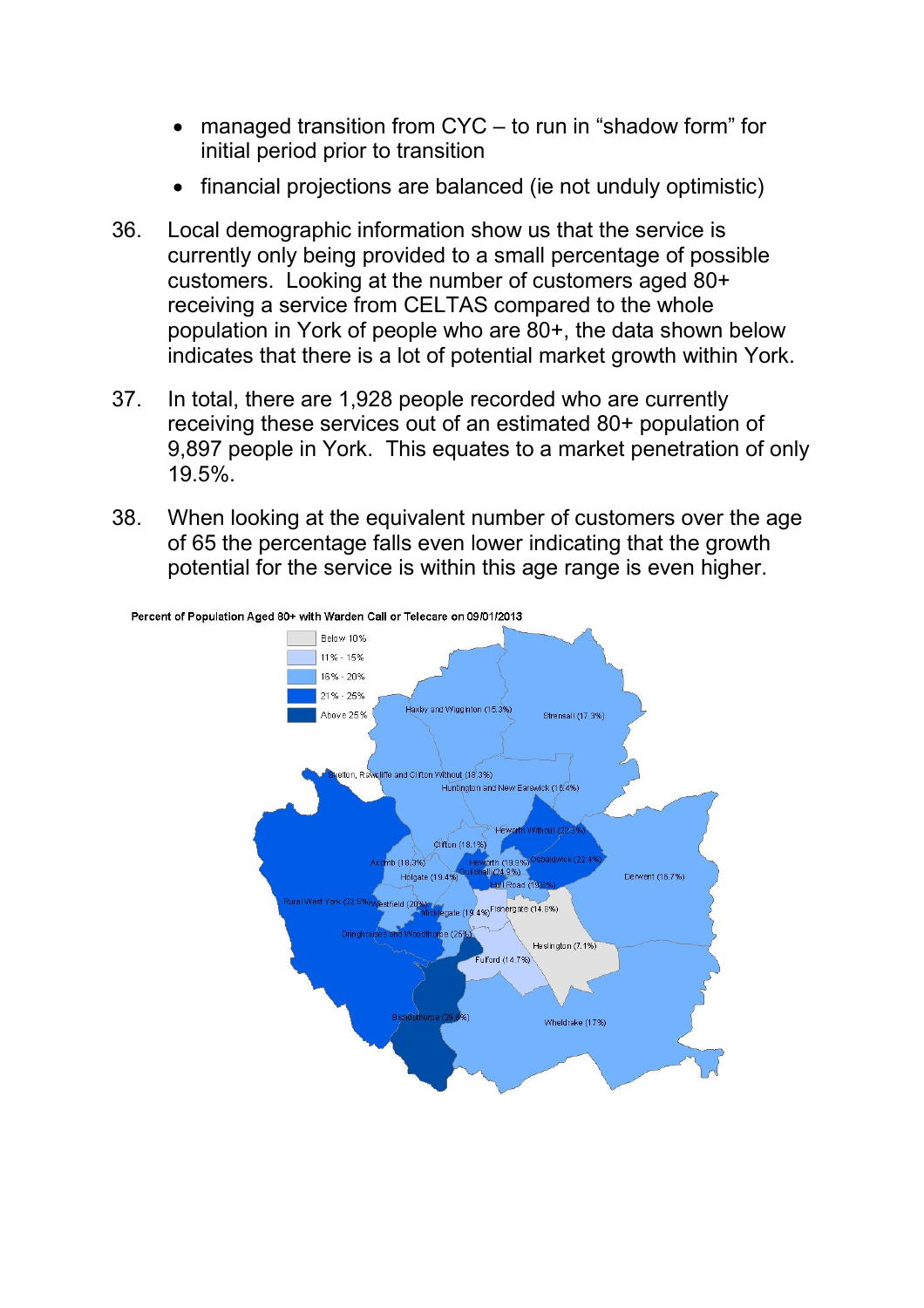- managed transition from CYC – to run in "shadow form" for initial period prior to transition
- financial projections are balanced (ie not unduly optimistic)

36. Local demographic information show us that the service is currently only being provided to a small percentage of possible customers. Looking at the number of customers aged 80+ receiving a service from CELTAS compared to the whole population in York of people who are 80+, the data shown below indicates that there is a lot of potential market growth within York.

37. In total, there are 1,928 people recorded who are currently receiving these services out of an estimated 80+ population of 9,897 people in York. This equates to a market penetration of only 19.5%.

38. When looking at the equivalent number of customers over the age of 65 the percentage falls even lower indicating that the growth potential for the service is within this age range is even higher.

Percent of Population Aged 80+ with Warden Call or Telecare on 09/01/2013

| Legend |
| --- |
| Below 10% |
| 11% - 15% |
| 16% - 20% |
| 21% - 25% |
| Above 25% |

Haxby and Wigginton (15.3%), Strensall (17.3%), Skelton, Rawcliffe and Clifton Without (18.3%), Huntington and New Earswick (15.4%), Heworth Without (22.3%), Clifton (18.1%), Acomb (18.3%), Heworth (19.9%), Osbaldwick (22.4%), Holgate (19.4%), Guildhall (24.9%), Hull Road (19.6%), Derwent (15.7%), Rural West York (22.6%), Westfield (20%), Micklegate (19.4%), Fishergate (14.8%), Dringhouses and Woodthorpe (25%), Heslington (7.1%), Fulford (14.7%), Bishopthorpe (29.8%), Wheldrake (17%)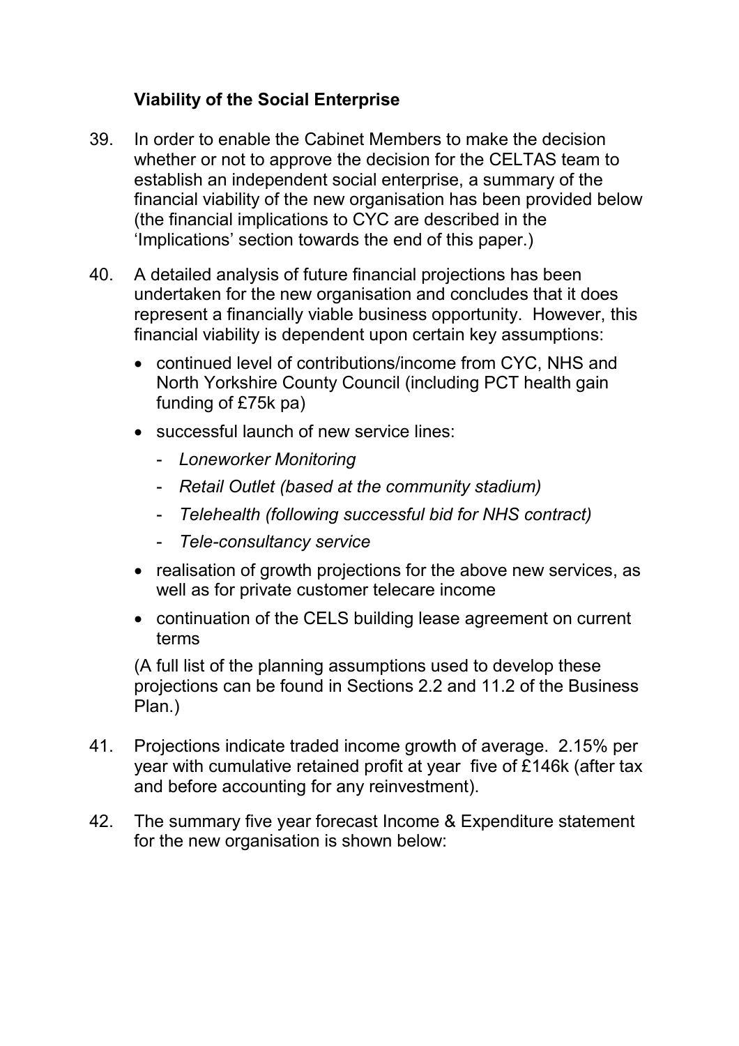### Viability of the Social Enterprise

39. In order to enable the Cabinet Members to make the decision whether or not to approve the decision for the CELTAS team to establish an independent social enterprise, a summary of the financial viability of the new organisation has been provided below (the financial implications to CYC are described in the 'Implications' section towards the end of this paper.)

40. A detailed analysis of future financial projections has been undertaken for the new organisation and concludes that it does represent a financially viable business opportunity. However, this financial viability is dependent upon certain key assumptions:

    - continued level of contributions/income from CYC, NHS and North Yorkshire County Council (including PCT health gain funding of £75k pa)
    - successful launch of new service lines:
        - *Loneworker Monitoring*
        - *Retail Outlet (based at the community stadium)*
        - *Telehealth (following successful bid for NHS contract)*
        - *Tele-consultancy service*
    - realisation of growth projections for the above new services, as well as for private customer telecare income
    - continuation of the CELS building lease agreement on current terms

    (A full list of the planning assumptions used to develop these projections can be found in Sections 2.2 and 11.2 of the Business Plan.)

41. Projections indicate traded income growth of average. 2.15% per year with cumulative retained profit at year five of £146k (after tax and before accounting for any reinvestment).

42. The summary five year forecast Income & Expenditure statement for the new organisation is shown below: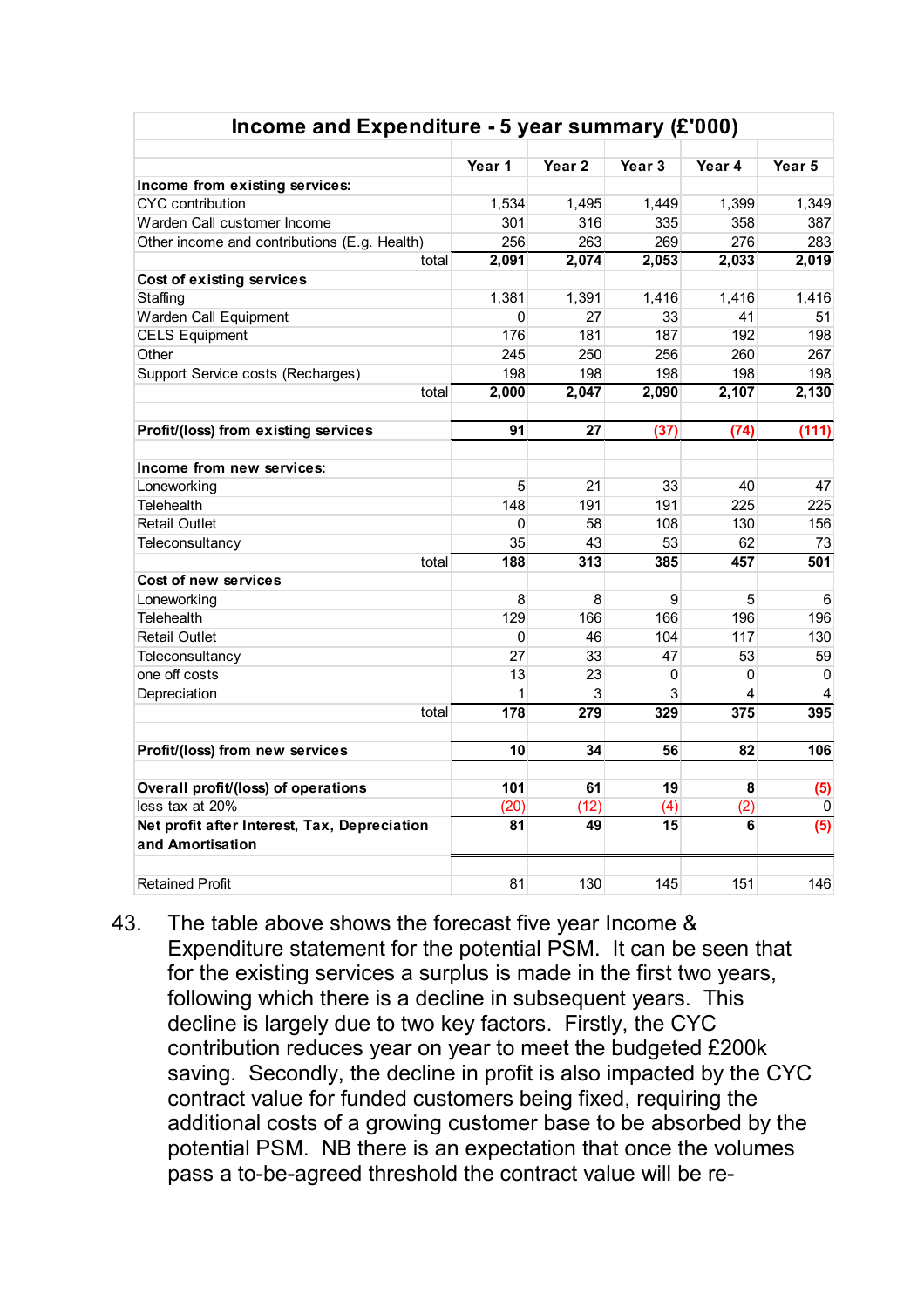| Income and Expenditure - 5 year summary (£'000) | Year 1 | Year 2 | Year 3 | Year 4 | Year 5 |
|---|---|---|---|---|---|
| **Income from existing services:** | | | | | |
| CYC contribution | 1,534 | 1,495 | 1,449 | 1,399 | 1,349 |
| Warden Call customer Income | 301 | 316 | 335 | 358 | 387 |
| Other income and contributions (E.g. Health) | 256 | 263 | 269 | 276 | 283 |
| total | **2,091** | **2,074** | **2,053** | **2,033** | **2,019** |
| **Cost of existing services** | | | | | |
| Staffing | 1,381 | 1,391 | 1,416 | 1,416 | 1,416 |
| Warden Call Equipment | 0 | 27 | 33 | 41 | 51 |
| CELS Equipment | 176 | 181 | 187 | 192 | 198 |
| Other | 245 | 250 | 256 | 260 | 267 |
| Support Service costs (Recharges) | 198 | 198 | 198 | 198 | 198 |
| total | **2,000** | **2,047** | **2,090** | **2,107** | **2,130** |
| **Profit/(loss) from existing services** | **91** | **27** | **(37)** | **(74)** | **(111)** |
| **Income from new services:** | | | | | |
| Loneworking | 5 | 21 | 33 | 40 | 47 |
| Telehealth | 148 | 191 | 191 | 225 | 225 |
| Retail Outlet | 0 | 58 | 108 | 130 | 156 |
| Teleconsultancy | 35 | 43 | 53 | 62 | 73 |
| total | **188** | **313** | **385** | **457** | **501** |
| **Cost of new services** | | | | | |
| Loneworking | 8 | 8 | 9 | 5 | 6 |
| Telehealth | 129 | 166 | 166 | 196 | 196 |
| Retail Outlet | 0 | 46 | 104 | 117 | 130 |
| Teleconsultancy | 27 | 33 | 47 | 53 | 59 |
| one off costs | 13 | 23 | 0 | 0 | 0 |
| Depreciation | 1 | 3 | 3 | 4 | 4 |
| total | **178** | **279** | **329** | **375** | **395** |
| **Profit/(loss) from new services** | **10** | **34** | **56** | **82** | **106** |
| **Overall profit/(loss) of operations** | **101** | **61** | **19** | **8** | **(5)** |
| less tax at 20% | (20) | (12) | (4) | (2) | 0 |
| **Net profit after Interest, Tax, Depreciation and Amortisation** | **81** | **49** | **15** | **6** | **(5)** |
| Retained Profit | 81 | 130 | 145 | 151 | 146 |

43. The table above shows the forecast five year Income & Expenditure statement for the potential PSM. It can be seen that for the existing services a surplus is made in the first two years, following which there is a decline in subsequent years. This decline is largely due to two key factors. Firstly, the CYC contribution reduces year on year to meet the budgeted £200k saving. Secondly, the decline in profit is also impacted by the CYC contract value for funded customers being fixed, requiring the additional costs of a growing customer base to be absorbed by the potential PSM. NB there is an expectation that once the volumes pass a to-be-agreed threshold the contract value will be re-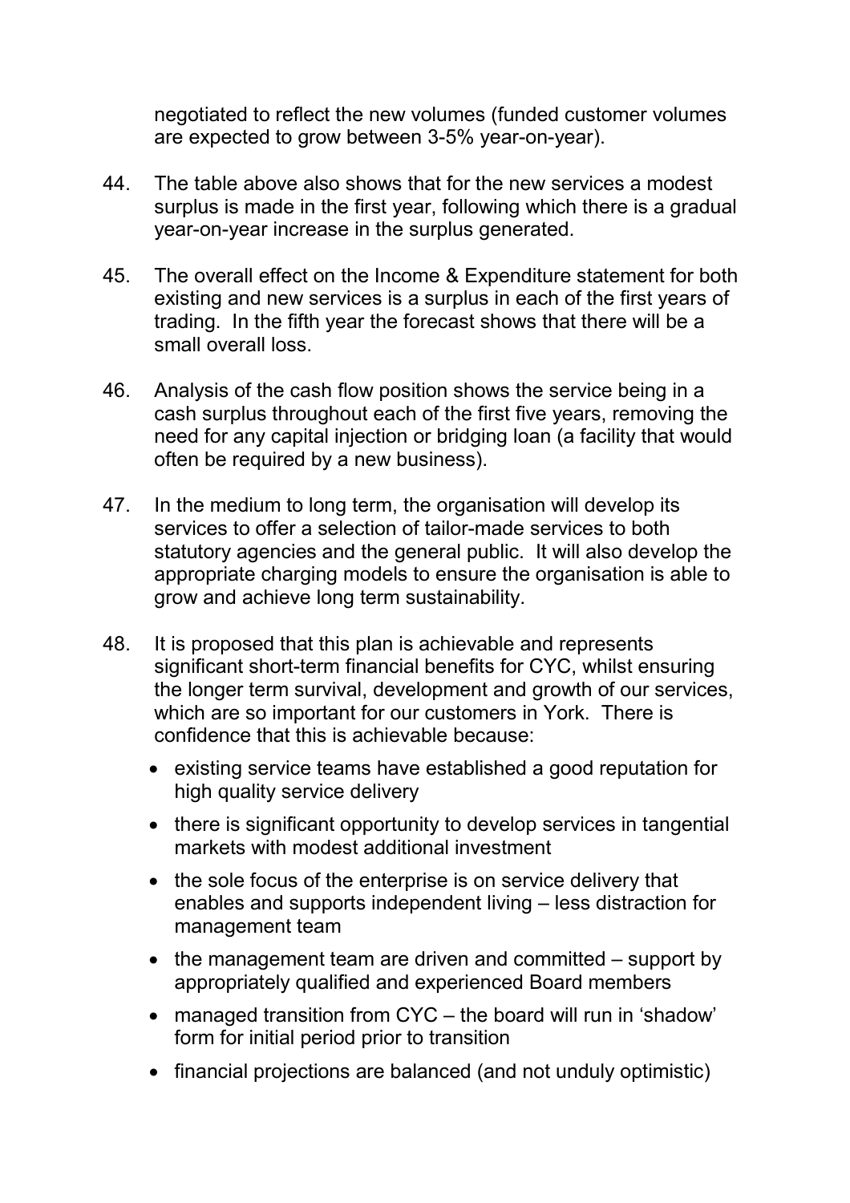negotiated to reflect the new volumes (funded customer volumes are expected to grow between 3-5% year-on-year).

44. The table above also shows that for the new services a modest surplus is made in the first year, following which there is a gradual year-on-year increase in the surplus generated.

45. The overall effect on the Income & Expenditure statement for both existing and new services is a surplus in each of the first years of trading. In the fifth year the forecast shows that there will be a small overall loss.

46. Analysis of the cash flow position shows the service being in a cash surplus throughout each of the first five years, removing the need for any capital injection or bridging loan (a facility that would often be required by a new business).

47. In the medium to long term, the organisation will develop its services to offer a selection of tailor-made services to both statutory agencies and the general public. It will also develop the appropriate charging models to ensure the organisation is able to grow and achieve long term sustainability.

48. It is proposed that this plan is achievable and represents significant short-term financial benefits for CYC, whilst ensuring the longer term survival, development and growth of our services, which are so important for our customers in York. There is confidence that this is achievable because:

    - existing service teams have established a good reputation for high quality service delivery
    - there is significant opportunity to develop services in tangential markets with modest additional investment
    - the sole focus of the enterprise is on service delivery that enables and supports independent living – less distraction for management team
    - the management team are driven and committed – support by appropriately qualified and experienced Board members
    - managed transition from CYC – the board will run in 'shadow' form for initial period prior to transition
    - financial projections are balanced (and not unduly optimistic)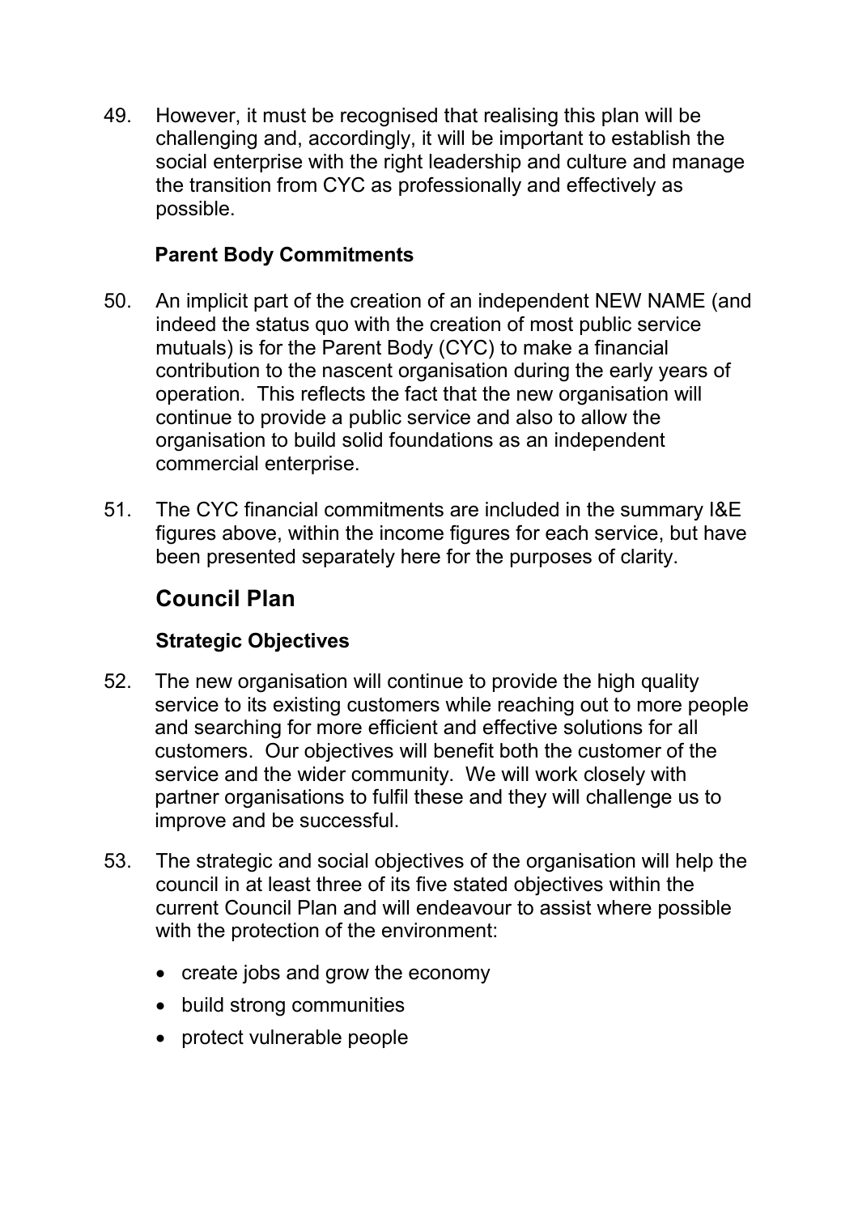49. However, it must be recognised that realising this plan will be challenging and, accordingly, it will be important to establish the social enterprise with the right leadership and culture and manage the transition from CYC as professionally and effectively as possible.

**Parent Body Commitments**

50. An implicit part of the creation of an independent NEW NAME (and indeed the status quo with the creation of most public service mutuals) is for the Parent Body (CYC) to make a financial contribution to the nascent organisation during the early years of operation. This reflects the fact that the new organisation will continue to provide a public service and also to allow the organisation to build solid foundations as an independent commercial enterprise.

51. The CYC financial commitments are included in the summary I&E figures above, within the income figures for each service, but have been presented separately here for the purposes of clarity.

## Council Plan

### Strategic Objectives

52. The new organisation will continue to provide the high quality service to its existing customers while reaching out to more people and searching for more efficient and effective solutions for all customers. Our objectives will benefit both the customer of the service and the wider community. We will work closely with partner organisations to fulfil these and they will challenge us to improve and be successful.

53. The strategic and social objectives of the organisation will help the council in at least three of its five stated objectives within the current Council Plan and will endeavour to assist where possible with the protection of the environment:

- create jobs and grow the economy
- build strong communities
- protect vulnerable people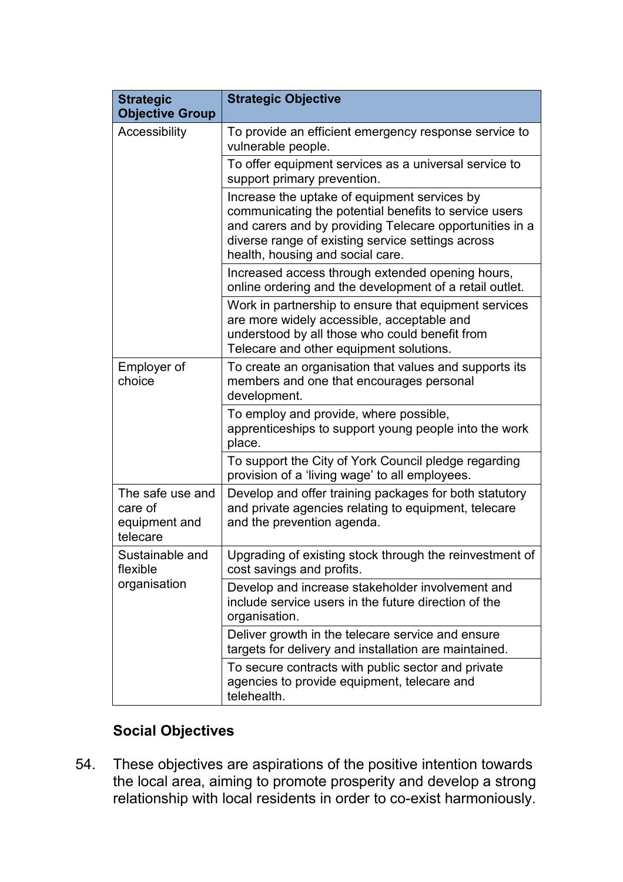| Strategic Objective Group | Strategic Objective |
|---|---|
| Accessibility | To provide an efficient emergency response service to vulnerable people. |
| | To offer equipment services as a universal service to support primary prevention. |
| | Increase the uptake of equipment services by communicating the potential benefits to service users and carers and by providing Telecare opportunities in a diverse range of existing service settings across health, housing and social care. |
| | Increased access through extended opening hours, online ordering and the development of a retail outlet. |
| | Work in partnership to ensure that equipment services are more widely accessible, acceptable and understood by all those who could benefit from Telecare and other equipment solutions. |
| Employer of choice | To create an organisation that values and supports its members and one that encourages personal development. |
| | To employ and provide, where possible, apprenticeships to support young people into the work place. |
| | To support the City of York Council pledge regarding provision of a 'living wage' to all employees. |
| The safe use and care of equipment and telecare | Develop and offer training packages for both statutory and private agencies relating to equipment, telecare and the prevention agenda. |
| Sustainable and flexible organisation | Upgrading of existing stock through the reinvestment of cost savings and profits. |
| | Develop and increase stakeholder involvement and include service users in the future direction of the organisation. |
| | Deliver growth in the telecare service and ensure targets for delivery and installation are maintained. |
| | To secure contracts with public sector and private agencies to provide equipment, telecare and telehealth. |

**Social Objectives**

54. These objectives are aspirations of the positive intention towards the local area, aiming to promote prosperity and develop a strong relationship with local residents in order to co-exist harmoniously.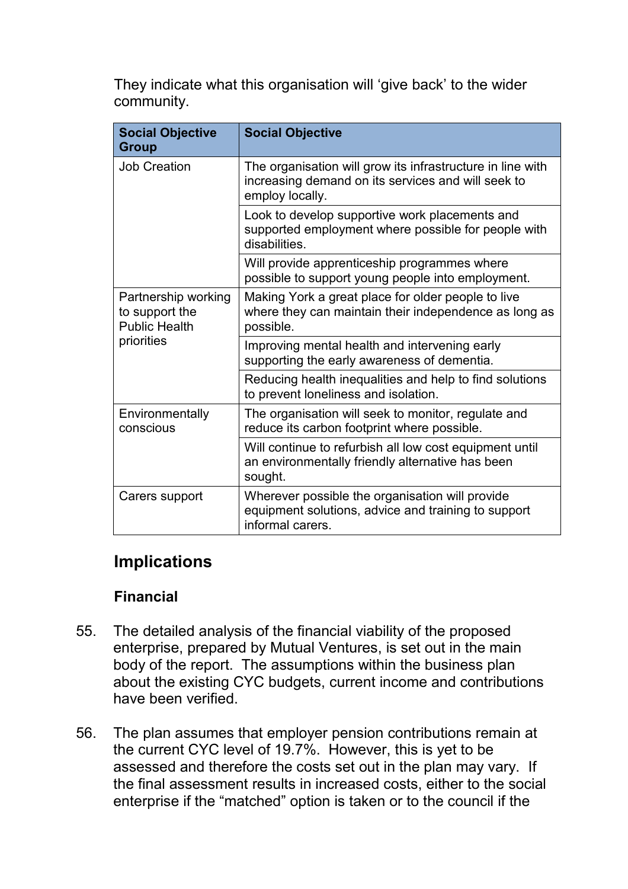They indicate what this organisation will 'give back' to the wider community.

| Social Objective Group | Social Objective |
| --- | --- |
| Job Creation | The organisation will grow its infrastructure in line with increasing demand on its services and will seek to employ locally. |
| | Look to develop supportive work placements and supported employment where possible for people with disabilities. |
| | Will provide apprenticeship programmes where possible to support young people into employment. |
| Partnership working to support the Public Health priorities | Making York a great place for older people to live where they can maintain their independence as long as possible. |
| | Improving mental health and intervening early supporting the early awareness of dementia. |
| | Reducing health inequalities and help to find solutions to prevent loneliness and isolation. |
| Environmentally conscious | The organisation will seek to monitor, regulate and reduce its carbon footprint where possible. |
| | Will continue to refurbish all low cost equipment until an environmentally friendly alternative has been sought. |
| Carers support | Wherever possible the organisation will provide equipment solutions, advice and training to support informal carers. |

## Implications

### Financial

55. The detailed analysis of the financial viability of the proposed enterprise, prepared by Mutual Ventures, is set out in the main body of the report. The assumptions within the business plan about the existing CYC budgets, current income and contributions have been verified.

56. The plan assumes that employer pension contributions remain at the current CYC level of 19.7%. However, this is yet to be assessed and therefore the costs set out in the plan may vary. If the final assessment results in increased costs, either to the social enterprise if the "matched" option is taken or to the council if the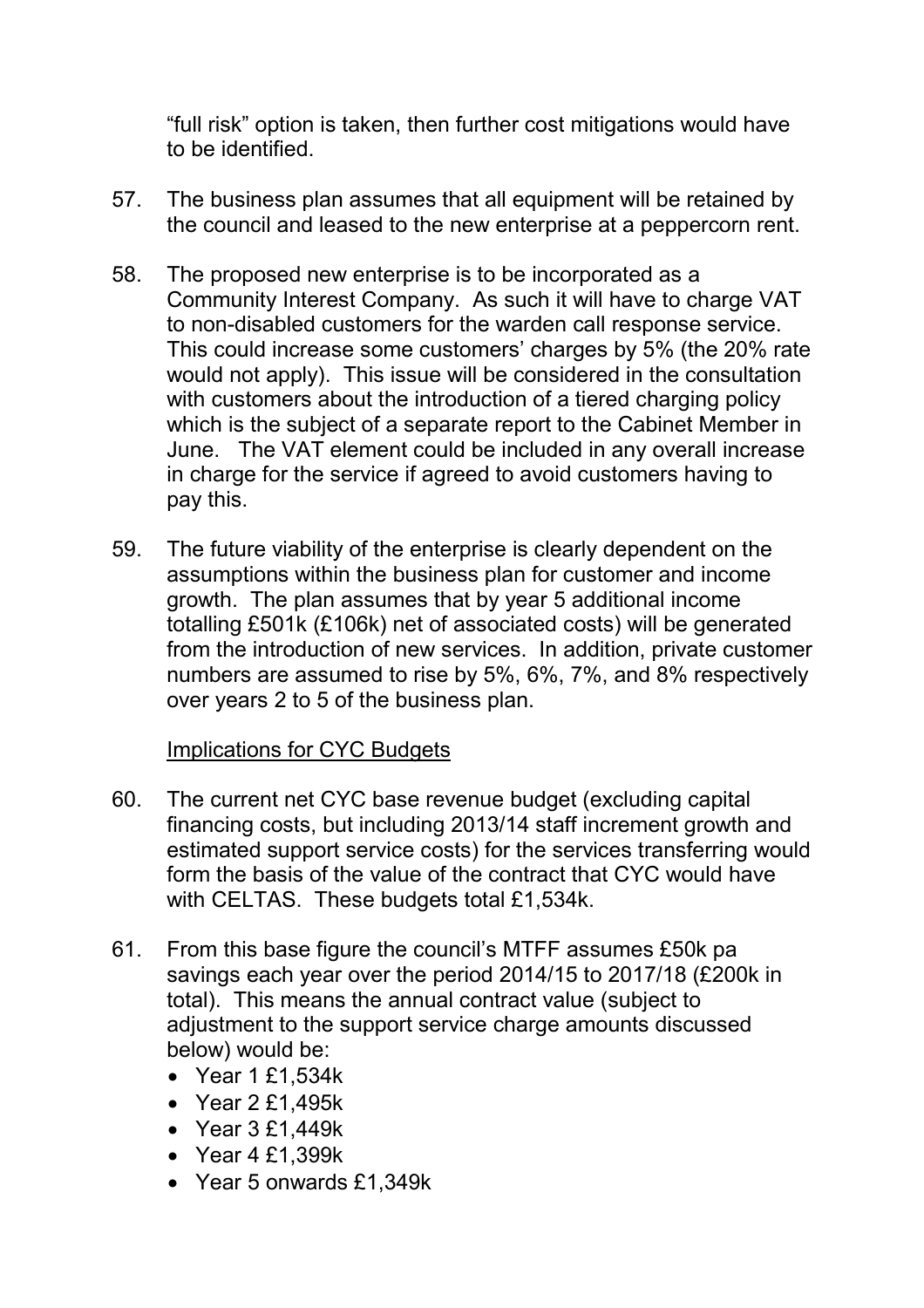"full risk" option is taken, then further cost mitigations would have to be identified.

57. The business plan assumes that all equipment will be retained by the council and leased to the new enterprise at a peppercorn rent.

58. The proposed new enterprise is to be incorporated as a Community Interest Company. As such it will have to charge VAT to non-disabled customers for the warden call response service. This could increase some customers' charges by 5% (the 20% rate would not apply). This issue will be considered in the consultation with customers about the introduction of a tiered charging policy which is the subject of a separate report to the Cabinet Member in June. The VAT element could be included in any overall increase in charge for the service if agreed to avoid customers having to pay this.

59. The future viability of the enterprise is clearly dependent on the assumptions within the business plan for customer and income growth. The plan assumes that by year 5 additional income totalling £501k (£106k) net of associated costs) will be generated from the introduction of new services. In addition, private customer numbers are assumed to rise by 5%, 6%, 7%, and 8% respectively over years 2 to 5 of the business plan.

<u>Implications for CYC Budgets</u>

60. The current net CYC base revenue budget (excluding capital financing costs, but including 2013/14 staff increment growth and estimated support service costs) for the services transferring would form the basis of the value of the contract that CYC would have with CELTAS. These budgets total £1,534k.

61. From this base figure the council's MTFF assumes £50k pa savings each year over the period 2014/15 to 2017/18 (£200k in total). This means the annual contract value (subject to adjustment to the support service charge amounts discussed below) would be:
    - Year 1 £1,534k
    - Year 2 £1,495k
    - Year 3 £1,449k
    - Year 4 £1,399k
    - Year 5 onwards £1,349k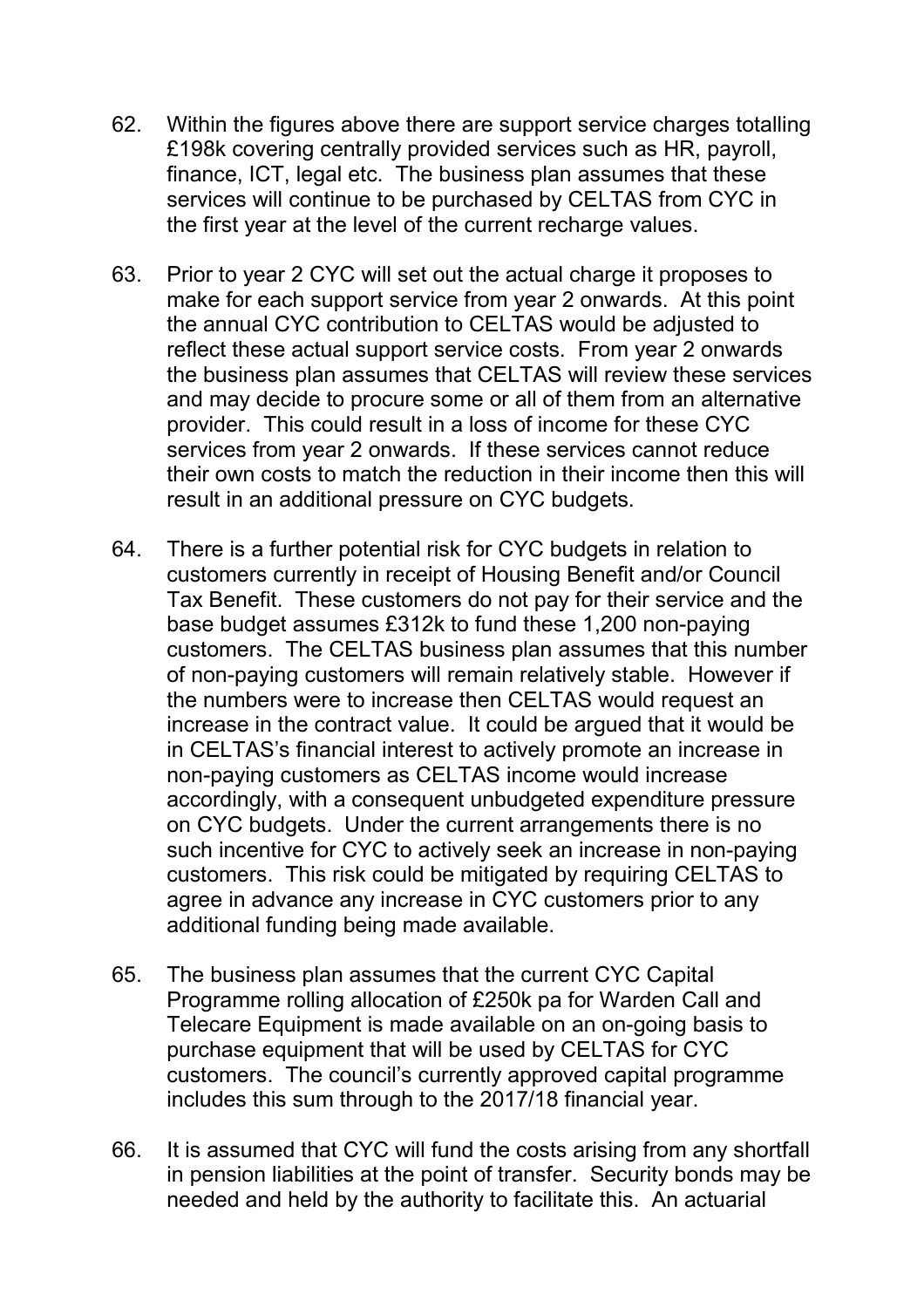62. Within the figures above there are support service charges totalling £198k covering centrally provided services such as HR, payroll, finance, ICT, legal etc. The business plan assumes that these services will continue to be purchased by CELTAS from CYC in the first year at the level of the current recharge values.

63. Prior to year 2 CYC will set out the actual charge it proposes to make for each support service from year 2 onwards. At this point the annual CYC contribution to CELTAS would be adjusted to reflect these actual support service costs. From year 2 onwards the business plan assumes that CELTAS will review these services and may decide to procure some or all of them from an alternative provider. This could result in a loss of income for these CYC services from year 2 onwards. If these services cannot reduce their own costs to match the reduction in their income then this will result in an additional pressure on CYC budgets.

64. There is a further potential risk for CYC budgets in relation to customers currently in receipt of Housing Benefit and/or Council Tax Benefit. These customers do not pay for their service and the base budget assumes £312k to fund these 1,200 non-paying customers. The CELTAS business plan assumes that this number of non-paying customers will remain relatively stable. However if the numbers were to increase then CELTAS would request an increase in the contract value. It could be argued that it would be in CELTAS's financial interest to actively promote an increase in non-paying customers as CELTAS income would increase accordingly, with a consequent unbudgeted expenditure pressure on CYC budgets. Under the current arrangements there is no such incentive for CYC to actively seek an increase in non-paying customers. This risk could be mitigated by requiring CELTAS to agree in advance any increase in CYC customers prior to any additional funding being made available.

65. The business plan assumes that the current CYC Capital Programme rolling allocation of £250k pa for Warden Call and Telecare Equipment is made available on an on-going basis to purchase equipment that will be used by CELTAS for CYC customers. The council's currently approved capital programme includes this sum through to the 2017/18 financial year.

66. It is assumed that CYC will fund the costs arising from any shortfall in pension liabilities at the point of transfer. Security bonds may be needed and held by the authority to facilitate this. An actuarial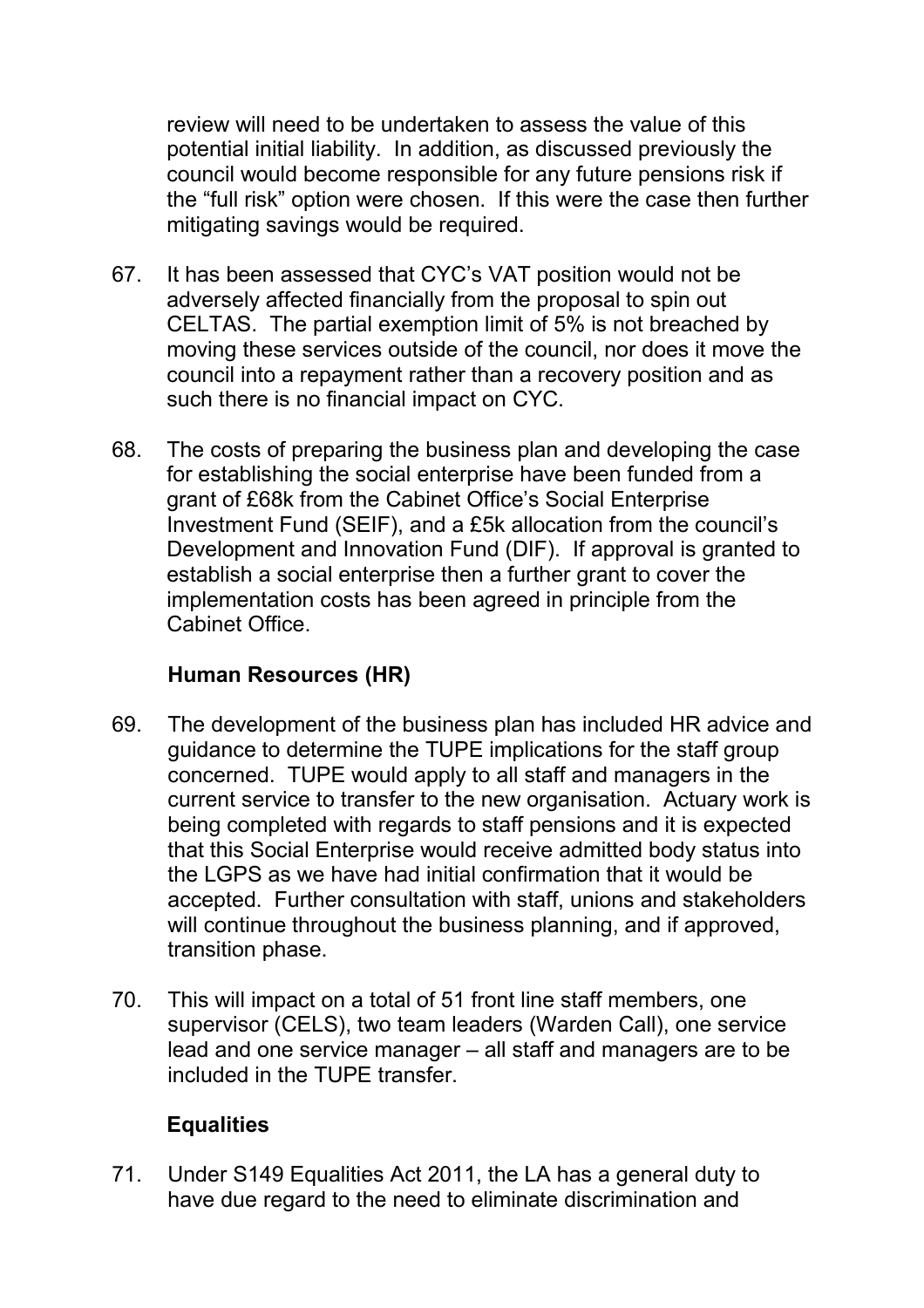review will need to be undertaken to assess the value of this potential initial liability. In addition, as discussed previously the council would become responsible for any future pensions risk if the "full risk" option were chosen. If this were the case then further mitigating savings would be required.

67. It has been assessed that CYC's VAT position would not be adversely affected financially from the proposal to spin out CELTAS. The partial exemption limit of 5% is not breached by moving these services outside of the council, nor does it move the council into a repayment rather than a recovery position and as such there is no financial impact on CYC.

68. The costs of preparing the business plan and developing the case for establishing the social enterprise have been funded from a grant of £68k from the Cabinet Office's Social Enterprise Investment Fund (SEIF), and a £5k allocation from the council's Development and Innovation Fund (DIF). If approval is granted to establish a social enterprise then a further grant to cover the implementation costs has been agreed in principle from the Cabinet Office.

**Human Resources (HR)**

69. The development of the business plan has included HR advice and guidance to determine the TUPE implications for the staff group concerned. TUPE would apply to all staff and managers in the current service to transfer to the new organisation. Actuary work is being completed with regards to staff pensions and it is expected that this Social Enterprise would receive admitted body status into the LGPS as we have had initial confirmation that it would be accepted. Further consultation with staff, unions and stakeholders will continue throughout the business planning, and if approved, transition phase.

70. This will impact on a total of 51 front line staff members, one supervisor (CELS), two team leaders (Warden Call), one service lead and one service manager – all staff and managers are to be included in the TUPE transfer.

**Equalities**

71. Under S149 Equalities Act 2011, the LA has a general duty to have due regard to the need to eliminate discrimination and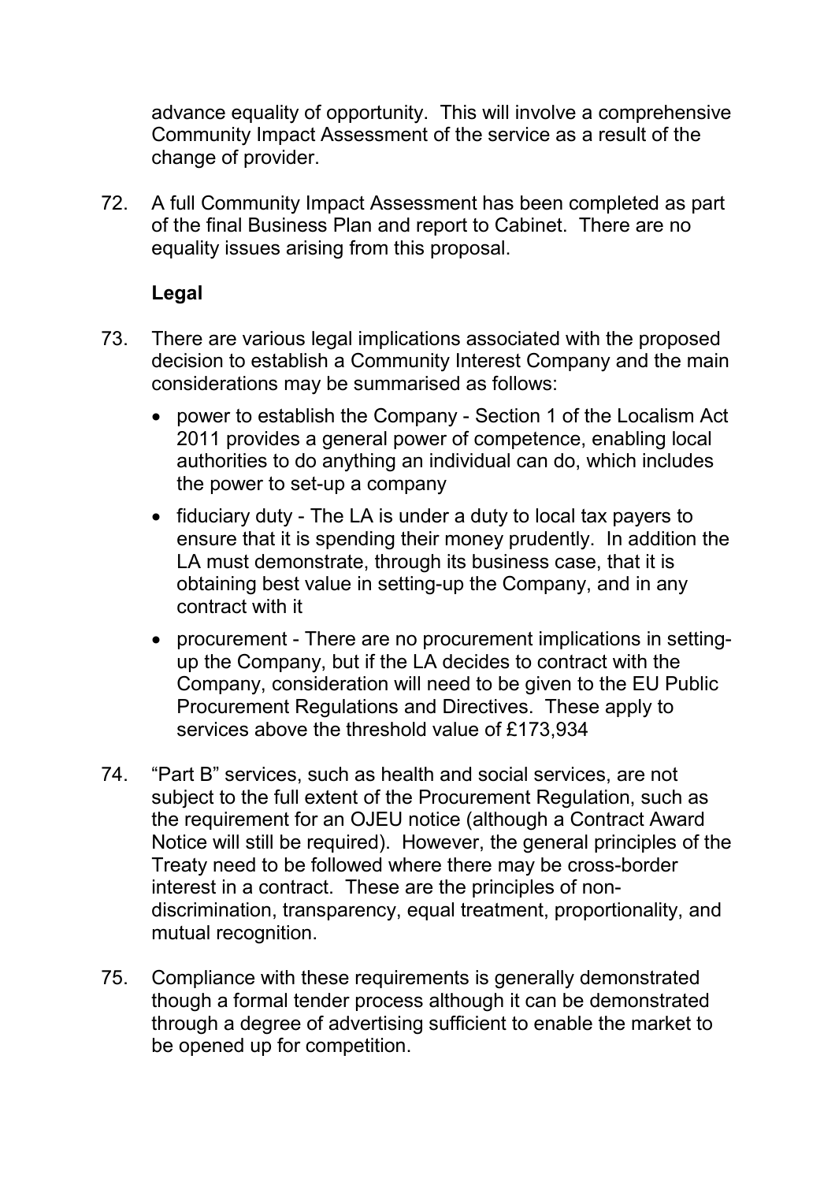advance equality of opportunity. This will involve a comprehensive Community Impact Assessment of the service as a result of the change of provider.

72. A full Community Impact Assessment has been completed as part of the final Business Plan and report to Cabinet. There are no equality issues arising from this proposal.

**Legal**

73. There are various legal implications associated with the proposed decision to establish a Community Interest Company and the main considerations may be summarised as follows:

    - power to establish the Company - Section 1 of the Localism Act 2011 provides a general power of competence, enabling local authorities to do anything an individual can do, which includes the power to set-up a company
    - fiduciary duty - The LA is under a duty to local tax payers to ensure that it is spending their money prudently. In addition the LA must demonstrate, through its business case, that it is obtaining best value in setting-up the Company, and in any contract with it
    - procurement - There are no procurement implications in setting-up the Company, but if the LA decides to contract with the Company, consideration will need to be given to the EU Public Procurement Regulations and Directives. These apply to services above the threshold value of £173,934

74. "Part B" services, such as health and social services, are not subject to the full extent of the Procurement Regulation, such as the requirement for an OJEU notice (although a Contract Award Notice will still be required). However, the general principles of the Treaty need to be followed where there may be cross-border interest in a contract. These are the principles of non-discrimination, transparency, equal treatment, proportionality, and mutual recognition.

75. Compliance with these requirements is generally demonstrated though a formal tender process although it can be demonstrated through a degree of advertising sufficient to enable the market to be opened up for competition.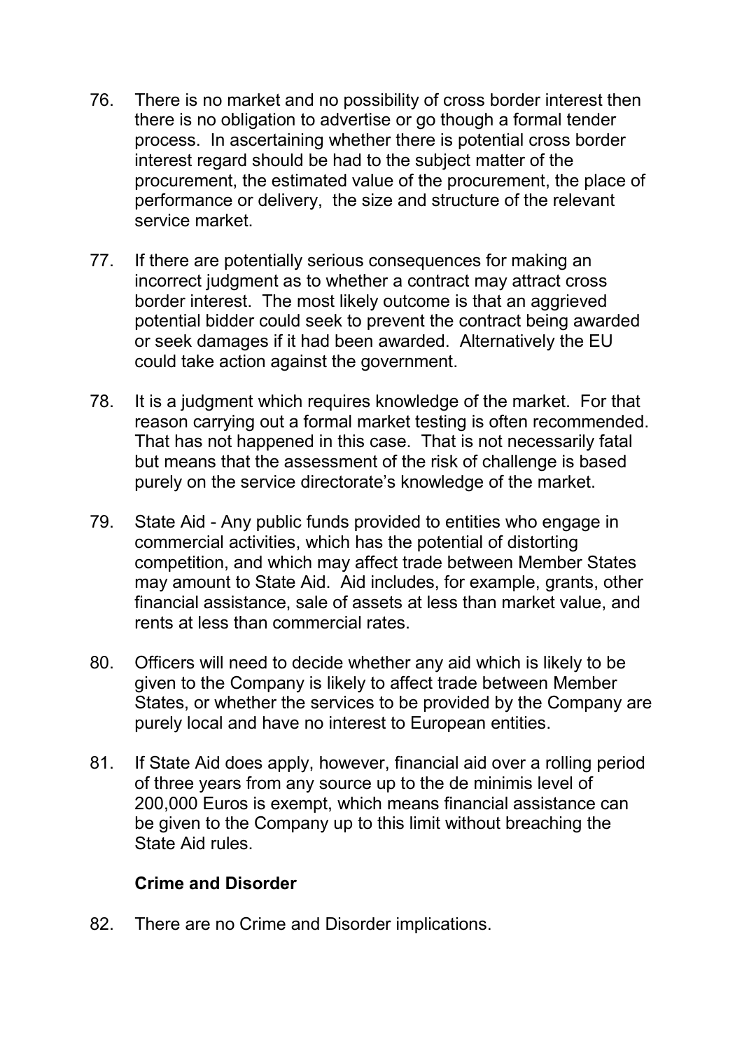76. There is no market and no possibility of cross border interest then there is no obligation to advertise or go though a formal tender process. In ascertaining whether there is potential cross border interest regard should be had to the subject matter of the procurement, the estimated value of the procurement, the place of performance or delivery, the size and structure of the relevant service market.

77. If there are potentially serious consequences for making an incorrect judgment as to whether a contract may attract cross border interest. The most likely outcome is that an aggrieved potential bidder could seek to prevent the contract being awarded or seek damages if it had been awarded. Alternatively the EU could take action against the government.

78. It is a judgment which requires knowledge of the market. For that reason carrying out a formal market testing is often recommended. That has not happened in this case. That is not necessarily fatal but means that the assessment of the risk of challenge is based purely on the service directorate's knowledge of the market.

79. State Aid - Any public funds provided to entities who engage in commercial activities, which has the potential of distorting competition, and which may affect trade between Member States may amount to State Aid. Aid includes, for example, grants, other financial assistance, sale of assets at less than market value, and rents at less than commercial rates.

80. Officers will need to decide whether any aid which is likely to be given to the Company is likely to affect trade between Member States, or whether the services to be provided by the Company are purely local and have no interest to European entities.

81. If State Aid does apply, however, financial aid over a rolling period of three years from any source up to the de minimis level of 200,000 Euros is exempt, which means financial assistance can be given to the Company up to this limit without breaching the State Aid rules.

**Crime and Disorder**

82. There are no Crime and Disorder implications.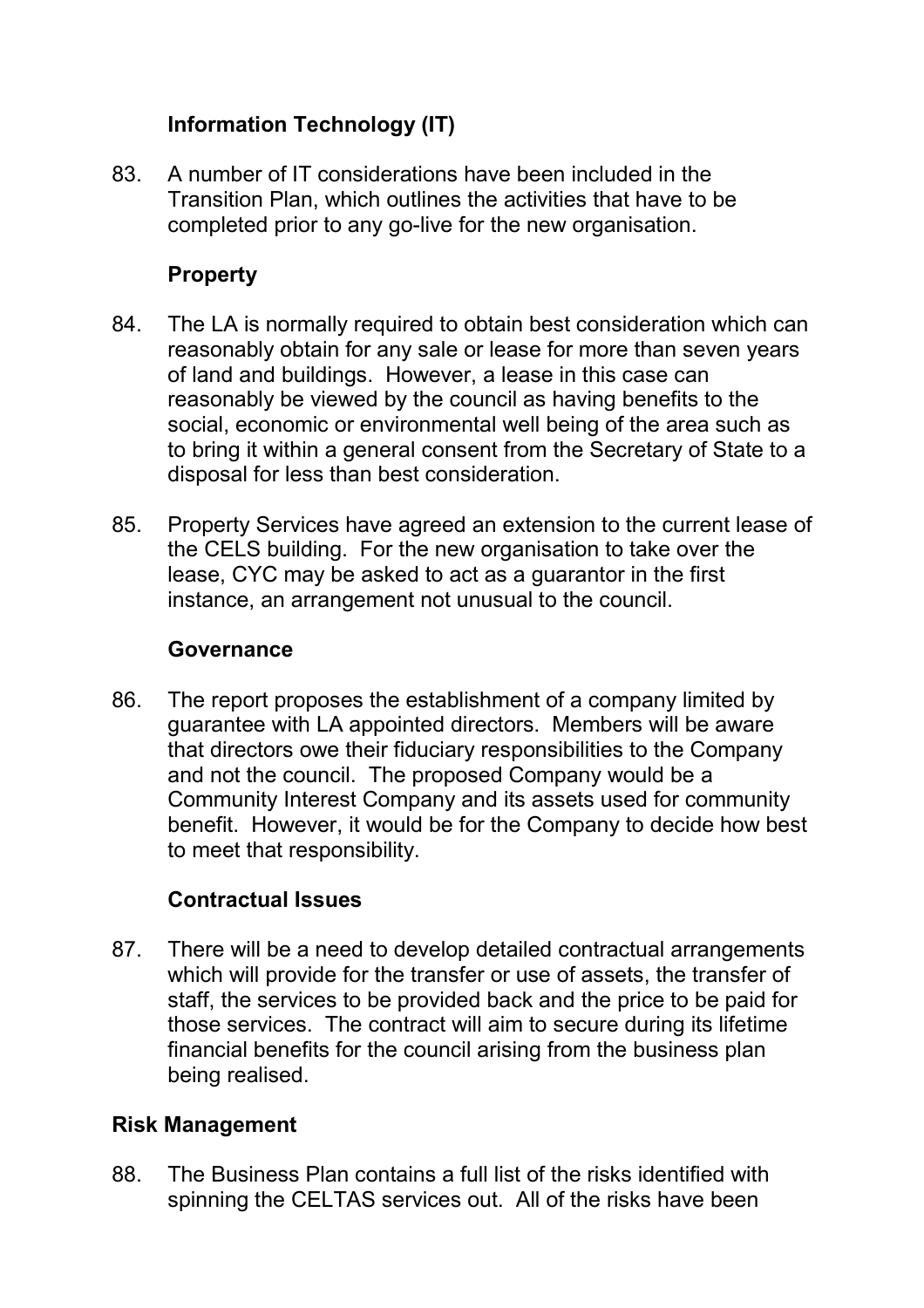### Information Technology (IT)

83. A number of IT considerations have been included in the Transition Plan, which outlines the activities that have to be completed prior to any go-live for the new organisation.

### Property

84. The LA is normally required to obtain best consideration which can reasonably obtain for any sale or lease for more than seven years of land and buildings. However, a lease in this case can reasonably be viewed by the council as having benefits to the social, economic or environmental well being of the area such as to bring it within a general consent from the Secretary of State to a disposal for less than best consideration.

85. Property Services have agreed an extension to the current lease of the CELS building. For the new organisation to take over the lease, CYC may be asked to act as a guarantor in the first instance, an arrangement not unusual to the council.

### Governance

86. The report proposes the establishment of a company limited by guarantee with LA appointed directors. Members will be aware that directors owe their fiduciary responsibilities to the Company and not the council. The proposed Company would be a Community Interest Company and its assets used for community benefit. However, it would be for the Company to decide how best to meet that responsibility.

### Contractual Issues

87. There will be a need to develop detailed contractual arrangements which will provide for the transfer or use of assets, the transfer of staff, the services to be provided back and the price to be paid for those services. The contract will aim to secure during its lifetime financial benefits for the council arising from the business plan being realised.

## Risk Management

88. The Business Plan contains a full list of the risks identified with spinning the CELTAS services out. All of the risks have been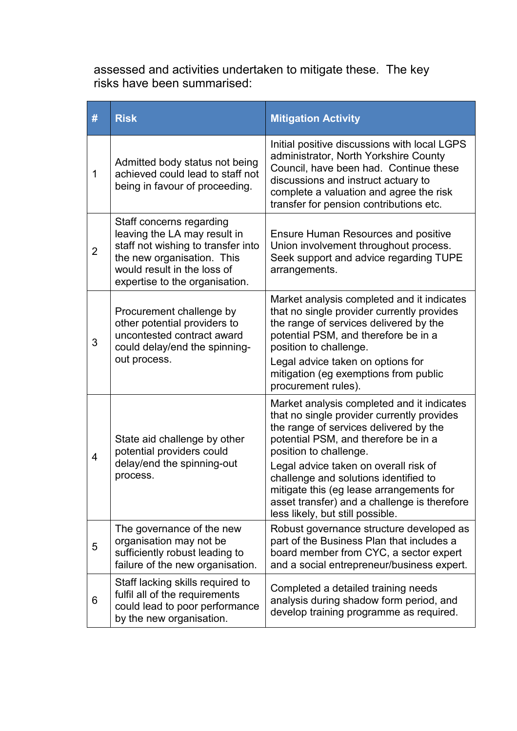assessed and activities undertaken to mitigate these. The key risks have been summarised:

| # | Risk | Mitigation Activity |
|---|---|---|
| 1 | Admitted body status not being achieved could lead to staff not being in favour of proceeding. | Initial positive discussions with local LGPS administrator, North Yorkshire County Council, have been had. Continue these discussions and instruct actuary to complete a valuation and agree the risk transfer for pension contributions etc. |
| 2 | Staff concerns regarding leaving the LA may result in staff not wishing to transfer into the new organisation. This would result in the loss of expertise to the organisation. | Ensure Human Resources and positive Union involvement throughout process. Seek support and advice regarding TUPE arrangements. |
| 3 | Procurement challenge by other potential providers to uncontested contract award could delay/end the spinning-out process. | Market analysis completed and it indicates that no single provider currently provides the range of services delivered by the potential PSM, and therefore be in a position to challenge.<br>Legal advice taken on options for mitigation (eg exemptions from public procurement rules). |
| 4 | State aid challenge by other potential providers could delay/end the spinning-out process. | Market analysis completed and it indicates that no single provider currently provides the range of services delivered by the potential PSM, and therefore be in a position to challenge.<br>Legal advice taken on overall risk of challenge and solutions identified to mitigate this (eg lease arrangements for asset transfer) and a challenge is therefore less likely, but still possible. |
| 5 | The governance of the new organisation may not be sufficiently robust leading to failure of the new organisation. | Robust governance structure developed as part of the Business Plan that includes a board member from CYC, a sector expert and a social entrepreneur/business expert. |
| 6 | Staff lacking skills required to fulfil all of the requirements could lead to poor performance by the new organisation. | Completed a detailed training needs analysis during shadow form period, and develop training programme as required. |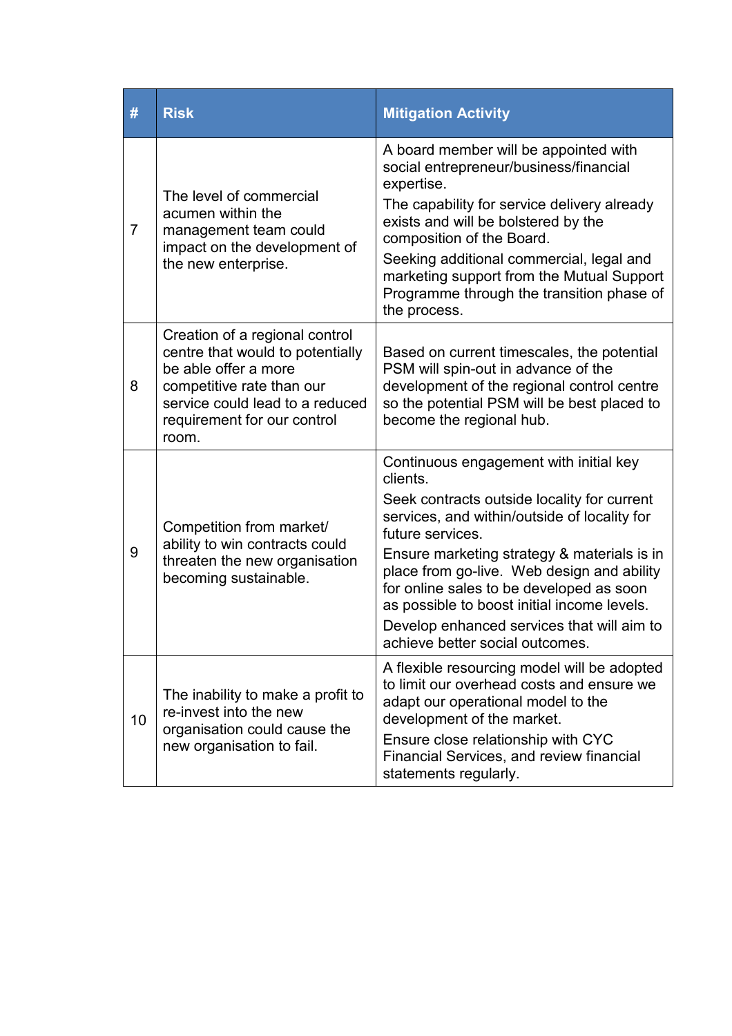| # | Risk | Mitigation Activity |
|---|---|---|
| 7 | The level of commercial acumen within the management team could impact on the development of the new enterprise. | A board member will be appointed with social entrepreneur/business/financial expertise. The capability for service delivery already exists and will be bolstered by the composition of the Board. Seeking additional commercial, legal and marketing support from the Mutual Support Programme through the transition phase of the process. |
| 8 | Creation of a regional control centre that would to potentially be able offer a more competitive rate than our service could lead to a reduced requirement for our control room. | Based on current timescales, the potential PSM will spin-out in advance of the development of the regional control centre so the potential PSM will be best placed to become the regional hub. |
| 9 | Competition from market/ ability to win contracts could threaten the new organisation becoming sustainable. | Continuous engagement with initial key clients. Seek contracts outside locality for current services, and within/outside of locality for future services. Ensure marketing strategy & materials is in place from go-live. Web design and ability for online sales to be developed as soon as possible to boost initial income levels. Develop enhanced services that will aim to achieve better social outcomes. |
| 10 | The inability to make a profit to re-invest into the new organisation could cause the new organisation to fail. | A flexible resourcing model will be adopted to limit our overhead costs and ensure we adapt our operational model to the development of the market. Ensure close relationship with CYC Financial Services, and review financial statements regularly. |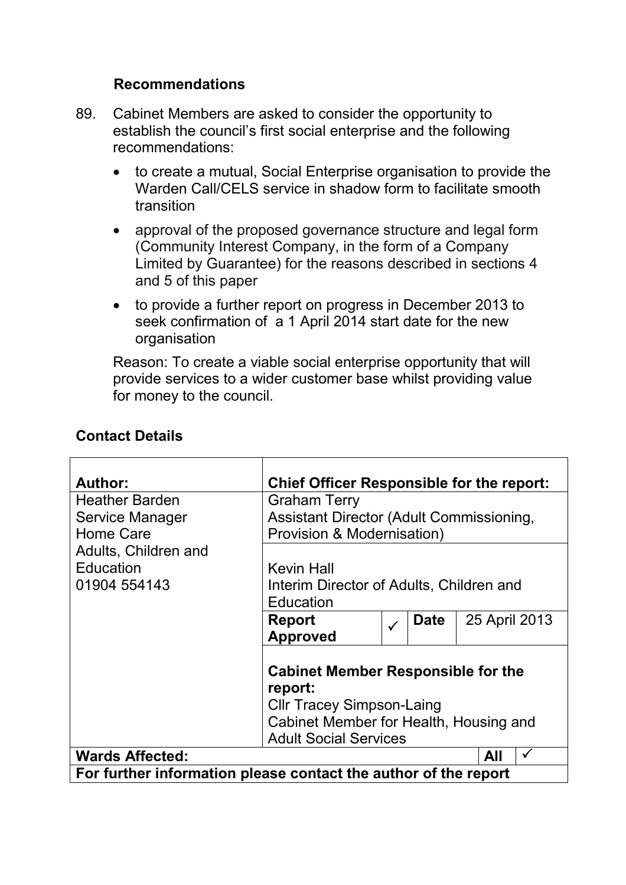### Recommendations

89. Cabinet Members are asked to consider the opportunity to establish the council's first social enterprise and the following recommendations:

    - to create a mutual, Social Enterprise organisation to provide the Warden Call/CELS service in shadow form to facilitate smooth transition
    - approval of the proposed governance structure and legal form (Community Interest Company, in the form of a Company Limited by Guarantee) for the reasons described in sections 4 and 5 of this paper
    - to provide a further report on progress in December 2013 to seek confirmation of a 1 April 2014 start date for the new organisation

    Reason: To create a viable social enterprise opportunity that will provide services to a wider customer base whilst providing value for money to the council.

### Contact Details

| **Author:** | **Chief Officer Responsible for the report:** | | | |
|---|---|---|---|---|
| Heather Barden<br>Service Manager<br>Home Care<br>Adults, Children and Education<br>01904 554143 | Graham Terry<br>Assistant Director (Adult Commissioning, Provision & Modernisation) | | | |
| | Kevin Hall<br>Interim Director of Adults, Children and Education | | | |
| | **Report Approved** | ✓ | **Date** | 25 April 2013 |
| | **Cabinet Member Responsible for the report:**<br>Cllr Tracey Simpson-Laing<br>Cabinet Member for Health, Housing and Adult Social Services | | | |
| **Wards Affected:** | | | **All** | ✓ |
| **For further information please contact the author of the report** | | | | |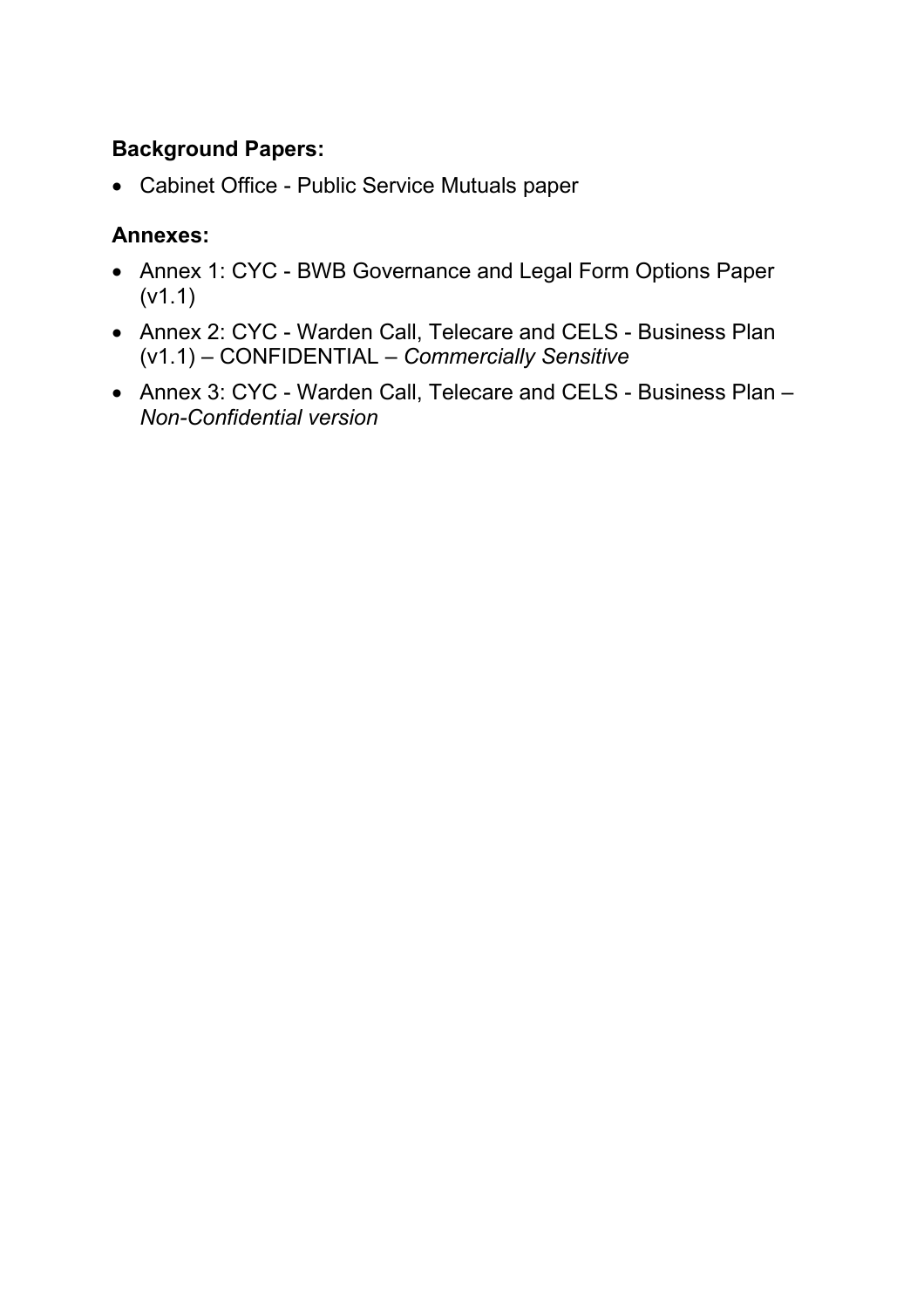**Background Papers:**

- Cabinet Office - Public Service Mutuals paper

**Annexes:**

- Annex 1: CYC - BWB Governance and Legal Form Options Paper (v1.1)
- Annex 2: CYC - Warden Call, Telecare and CELS - Business Plan (v1.1) – CONFIDENTIAL – *Commercially Sensitive*
- Annex 3: CYC - Warden Call, Telecare and CELS - Business Plan – *Non-Confidential version*